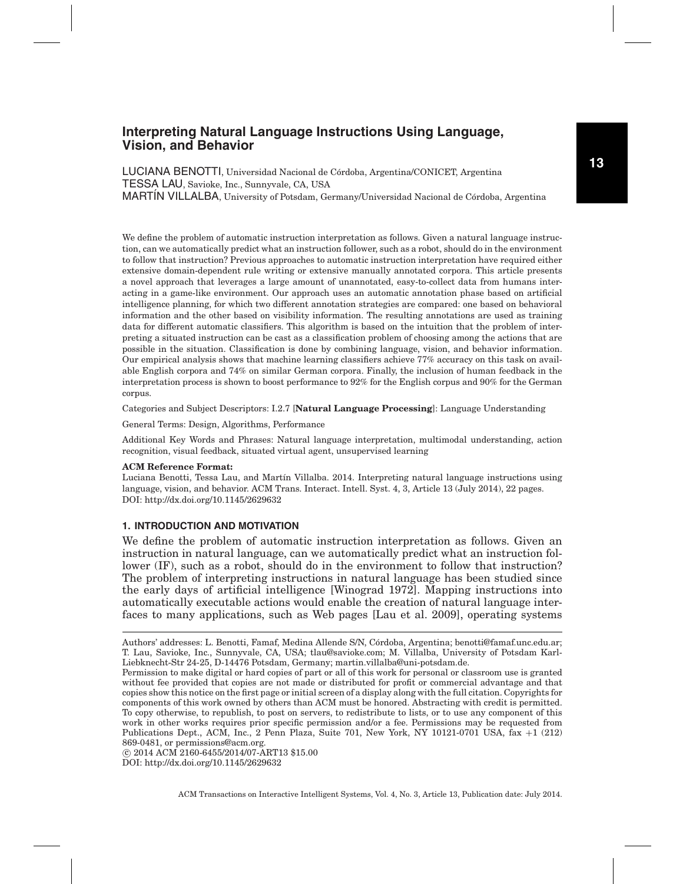# Interpreting Natural Language Instructions Using Language, Vision, and Behavior

LUCIANA BENOTTI, Universidad Nacional de Córdoba, Argentina/CONICET, Argentina
TESSA LAU, Savioke, Inc., Sunnyvale, CA, USA
MARTÍN VILLALBA, University of Potsdam, Germany/Universidad Nacional de Córdoba, Argentina

We define the problem of automatic instruction interpretation as follows. Given a natural language instruction, can we automatically predict what an instruction follower, such as a robot, should do in the environment to follow that instruction? Previous approaches to automatic instruction interpretation have required either extensive domain-dependent rule writing or extensive manually annotated corpora. This article presents a novel approach that leverages a large amount of unannotated, easy-to-collect data from humans interacting in a game-like environment. Our approach uses an automatic annotation phase based on artificial intelligence planning, for which two different annotation strategies are compared: one based on behavioral information and the other based on visibility information. The resulting annotations are used as training data for different automatic classifiers. This algorithm is based on the intuition that the problem of interpreting a situated instruction can be cast as a classification problem of choosing among the actions that are possible in the situation. Classification is done by combining language, vision, and behavior information. Our empirical analysis shows that machine learning classifiers achieve 77% accuracy on this task on available English corpora and 74% on similar German corpora. Finally, the inclusion of human feedback in the interpretation process is shown to boost performance to 92% for the English corpus and 90% for the German corpus.

Categories and Subject Descriptors: I.2.7 [**Natural Language Processing**]: Language Understanding

General Terms: Design, Algorithms, Performance

Additional Key Words and Phrases: Natural language interpretation, multimodal understanding, action recognition, visual feedback, situated virtual agent, unsupervised learning

**ACM Reference Format:**
Luciana Benotti, Tessa Lau, and Martín Villalba. 2014. Interpreting natural language instructions using language, vision, and behavior. ACM Trans. Interact. Intell. Syst. 4, 3, Article 13 (July 2014), 22 pages.
DOI: http://dx.doi.org/10.1145/2629632

## 1. INTRODUCTION AND MOTIVATION

We define the problem of automatic instruction interpretation as follows. Given an instruction in natural language, can we automatically predict what an instruction follower (IF), such as a robot, should do in the environment to follow that instruction? The problem of interpreting instructions in natural language has been studied since the early days of artificial intelligence [Winograd 1972]. Mapping instructions into automatically executable actions would enable the creation of natural language interfaces to many applications, such as Web pages [Lau et al. 2009], operating systems

Authors' addresses: L. Benotti, Famaf, Medina Allende S/N, Córdoba, Argentina; benotti@famaf.unc.edu.ar; T. Lau, Savioke, Inc., Sunnyvale, CA, USA; tlau@savioke.com; M. Villalba, University of Potsdam Karl-Liebknecht-Str 24-25, D-14476 Potsdam, Germany; martin.villalba@uni-potsdam.de.
Permission to make digital or hard copies of part or all of this work for personal or classroom use is granted without fee provided that copies are not made or distributed for profit or commercial advantage and that copies show this notice on the first page or initial screen of a display along with the full citation. Copyrights for components of this work owned by others than ACM must be honored. Abstracting with credit is permitted. To copy otherwise, to republish, to post on servers, to redistribute to lists, or to use any component of this work in other works requires prior specific permission and/or a fee. Permissions may be requested from Publications Dept., ACM, Inc., 2 Penn Plaza, Suite 701, New York, NY 10121-0701 USA, fax +1 (212) 869-0481, or permissions@acm.org.
© 2014 ACM 2160-6455/2014/07-ART13 $15.00
DOI: http://dx.doi.org/10.1145/2629632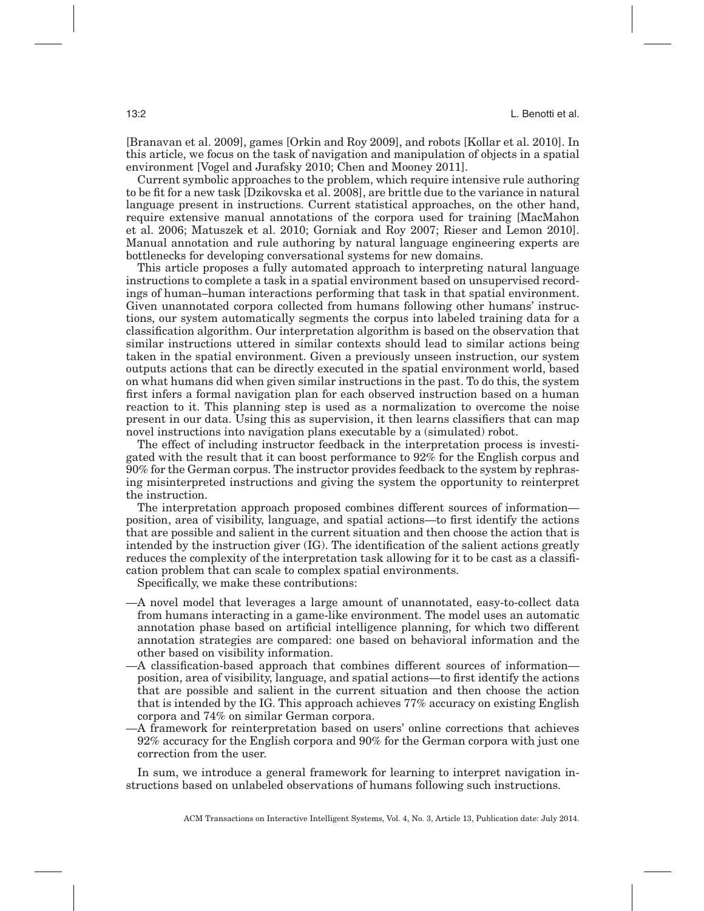[Branavan et al. 2009], games [Orkin and Roy 2009], and robots [Kollar et al. 2010]. In this article, we focus on the task of navigation and manipulation of objects in a spatial environment [Vogel and Jurafsky 2010; Chen and Mooney 2011].

Current symbolic approaches to the problem, which require intensive rule authoring to be fit for a new task [Dzikovska et al. 2008], are brittle due to the variance in natural language present in instructions. Current statistical approaches, on the other hand, require extensive manual annotations of the corpora used for training [MacMahon et al. 2006; Matuszek et al. 2010; Gorniak and Roy 2007; Rieser and Lemon 2010]. Manual annotation and rule authoring by natural language engineering experts are bottlenecks for developing conversational systems for new domains.

This article proposes a fully automated approach to interpreting natural language instructions to complete a task in a spatial environment based on unsupervised recordings of human–human interactions performing that task in that spatial environment. Given unannotated corpora collected from humans following other humans' instructions, our system automatically segments the corpus into labeled training data for a classification algorithm. Our interpretation algorithm is based on the observation that similar instructions uttered in similar contexts should lead to similar actions being taken in the spatial environment. Given a previously unseen instruction, our system outputs actions that can be directly executed in the spatial environment world, based on what humans did when given similar instructions in the past. To do this, the system first infers a formal navigation plan for each observed instruction based on a human reaction to it. This planning step is used as a normalization to overcome the noise present in our data. Using this as supervision, it then learns classifiers that can map novel instructions into navigation plans executable by a (simulated) robot.

The effect of including instructor feedback in the interpretation process is investigated with the result that it can boost performance to 92% for the English corpus and 90% for the German corpus. The instructor provides feedback to the system by rephrasing misinterpreted instructions and giving the system the opportunity to reinterpret the instruction.

The interpretation approach proposed combines different sources of information—position, area of visibility, language, and spatial actions—to first identify the actions that are possible and salient in the current situation and then choose the action that is intended by the instruction giver (IG). The identification of the salient actions greatly reduces the complexity of the interpretation task allowing for it to be cast as a classification problem that can scale to complex spatial environments.

Specifically, we make these contributions:

- A novel model that leverages a large amount of unannotated, easy-to-collect data from humans interacting in a game-like environment. The model uses an automatic annotation phase based on artificial intelligence planning, for which two different annotation strategies are compared: one based on behavioral information and the other based on visibility information.
- A classification-based approach that combines different sources of information—position, area of visibility, language, and spatial actions—to first identify the actions that are possible and salient in the current situation and then choose the action that is intended by the IG. This approach achieves 77% accuracy on existing English corpora and 74% on similar German corpora.
- A framework for reinterpretation based on users' online corrections that achieves 92% accuracy for the English corpora and 90% for the German corpora with just one correction from the user.

In sum, we introduce a general framework for learning to interpret navigation instructions based on unlabeled observations of humans following such instructions.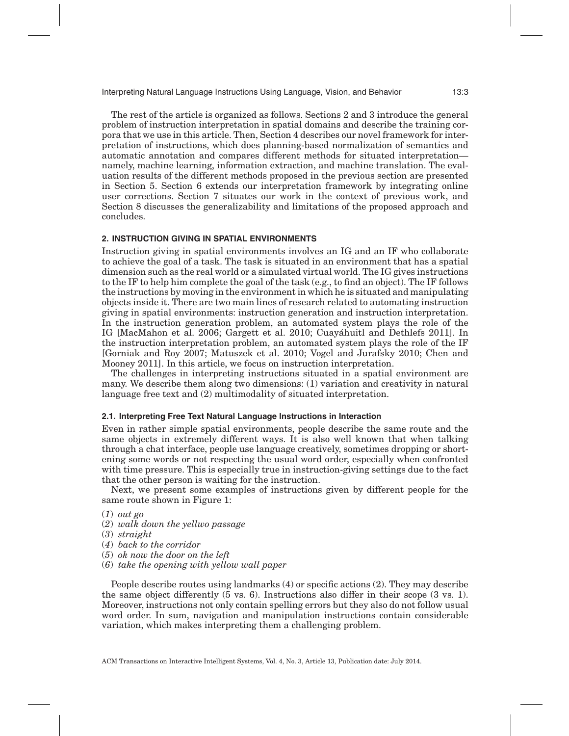The rest of the article is organized as follows. Sections 2 and 3 introduce the general problem of instruction interpretation in spatial domains and describe the training corpora that we use in this article. Then, Section 4 describes our novel framework for interpretation of instructions, which does planning-based normalization of semantics and automatic annotation and compares different methods for situated interpretation—namely, machine learning, information extraction, and machine translation. The evaluation results of the different methods proposed in the previous section are presented in Section 5. Section 6 extends our interpretation framework by integrating online user corrections. Section 7 situates our work in the context of previous work, and Section 8 discusses the generalizability and limitations of the proposed approach and concludes.

## 2. INSTRUCTION GIVING IN SPATIAL ENVIRONMENTS

Instruction giving in spatial environments involves an IG and an IF who collaborate to achieve the goal of a task. The task is situated in an environment that has a spatial dimension such as the real world or a simulated virtual world. The IG gives instructions to the IF to help him complete the goal of the task (e.g., to find an object). The IF follows the instructions by moving in the environment in which he is situated and manipulating objects inside it. There are two main lines of research related to automating instruction giving in spatial environments: instruction generation and instruction interpretation. In the instruction generation problem, an automated system plays the role of the IG [MacMahon et al. 2006; Gargett et al. 2010; Cuayáhuitl and Dethlefs 2011]. In the instruction interpretation problem, an automated system plays the role of the IF [Gorniak and Roy 2007; Matuszek et al. 2010; Vogel and Jurafsky 2010; Chen and Mooney 2011]. In this article, we focus on instruction interpretation.

The challenges in interpreting instructions situated in a spatial environment are many. We describe them along two dimensions: (1) variation and creativity in natural language free text and (2) multimodality of situated interpretation.

### 2.1. Interpreting Free Text Natural Language Instructions in Interaction

Even in rather simple spatial environments, people describe the same route and the same objects in extremely different ways. It is also well known that when talking through a chat interface, people use language creatively, sometimes dropping or shortening some words or not respecting the usual word order, especially when confronted with time pressure. This is especially true in instruction-giving settings due to the fact that the other person is waiting for the instruction.

Next, we present some examples of instructions given by different people for the same route shown in Figure 1:

(*1*) *out go*
(*2*) *walk down the yellwo passage*
(*3*) *straight*
(*4*) *back to the corridor*
(*5*) *ok now the door on the left*
(*6*) *take the opening with yellow wall paper*

People describe routes using landmarks (4) or specific actions (2). They may describe the same object differently (5 vs. 6). Instructions also differ in their scope (3 vs. 1). Moreover, instructions not only contain spelling errors but they also do not follow usual word order. In sum, navigation and manipulation instructions contain considerable variation, which makes interpreting them a challenging problem.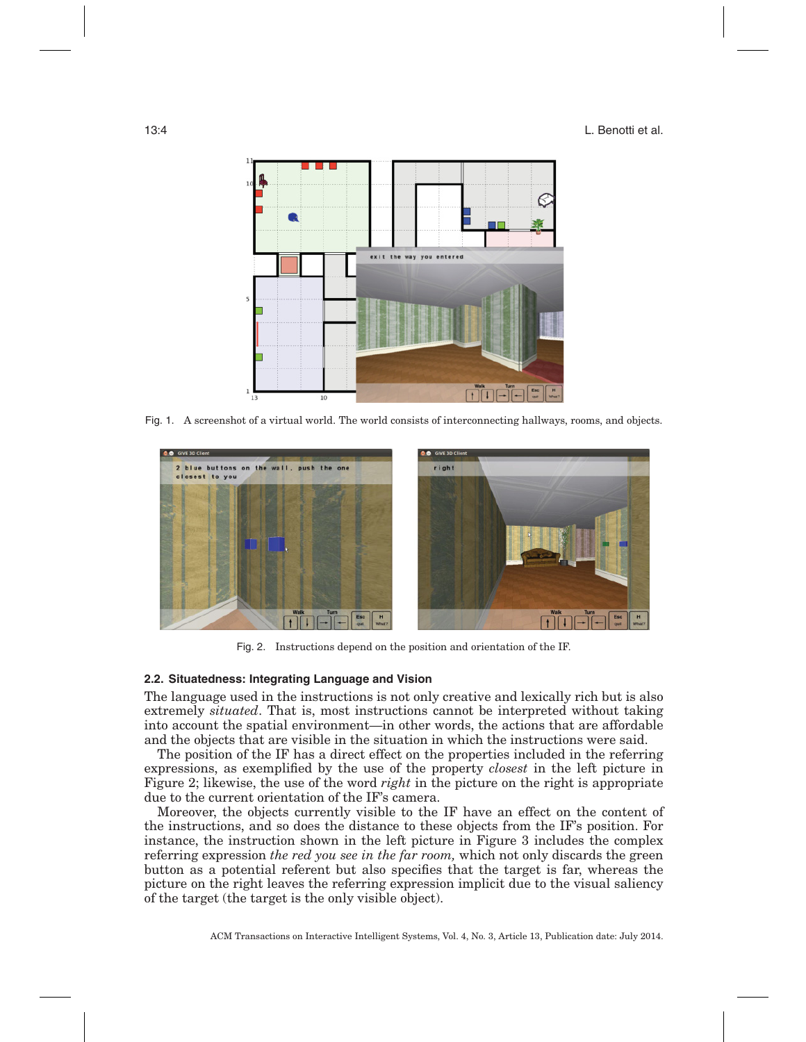Fig. 1. A screenshot of a virtual world. The world consists of interconnecting hallways, rooms, and objects.

Fig. 2. Instructions depend on the position and orientation of the IF.

### 2.2. Situatedness: Integrating Language and Vision

The language used in the instructions is not only creative and lexically rich but is also extremely *situated*. That is, most instructions cannot be interpreted without taking into account the spatial environment—in other words, the actions that are affordable and the objects that are visible in the situation in which the instructions were said.

The position of the IF has a direct effect on the properties included in the referring expressions, as exemplified by the use of the property *closest* in the left picture in Figure 2; likewise, the use of the word *right* in the picture on the right is appropriate due to the current orientation of the IF's camera.

Moreover, the objects currently visible to the IF have an effect on the content of the instructions, and so does the distance to these objects from the IF's position. For instance, the instruction shown in the left picture in Figure 3 includes the complex referring expression *the red you see in the far room,* which not only discards the green button as a potential referent but also specifies that the target is far, whereas the picture on the right leaves the referring expression implicit due to the visual saliency of the target (the target is the only visible object).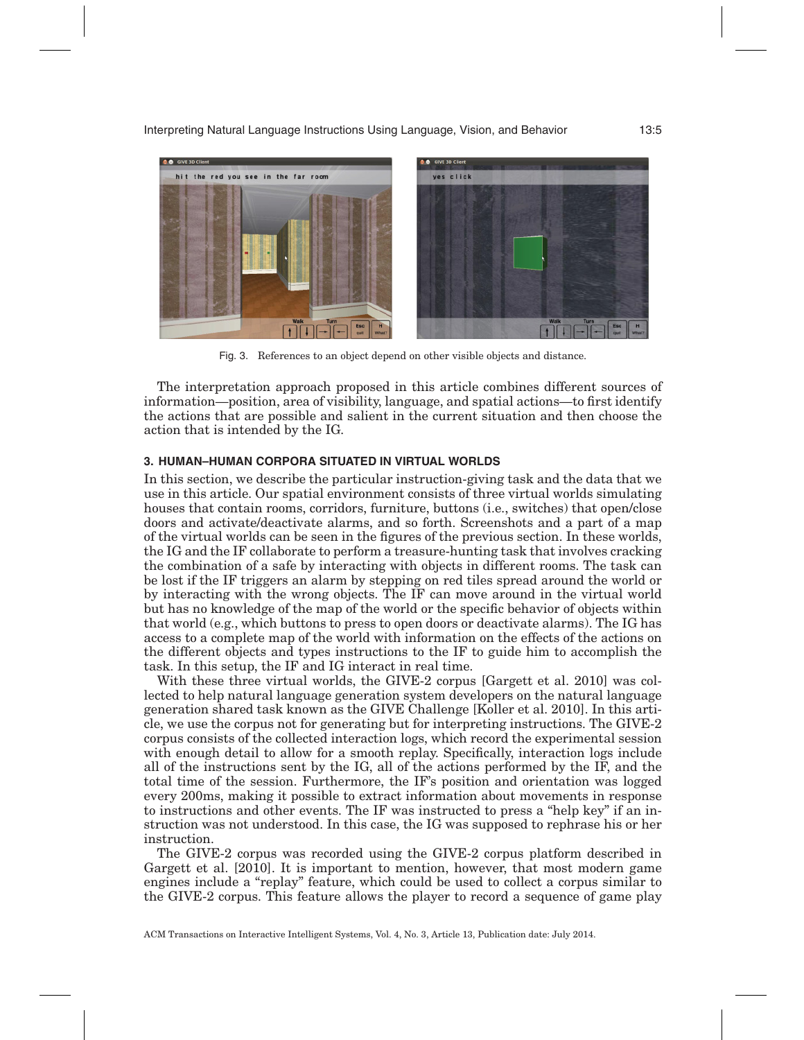Fig. 3. References to an object depend on other visible objects and distance.

The interpretation approach proposed in this article combines different sources of information—position, area of visibility, language, and spatial actions—to first identify the actions that are possible and salient in the current situation and then choose the action that is intended by the IG.

## 3. HUMAN–HUMAN CORPORA SITUATED IN VIRTUAL WORLDS

In this section, we describe the particular instruction-giving task and the data that we use in this article. Our spatial environment consists of three virtual worlds simulating houses that contain rooms, corridors, furniture, buttons (i.e., switches) that open/close doors and activate/deactivate alarms, and so forth. Screenshots and a part of a map of the virtual worlds can be seen in the figures of the previous section. In these worlds, the IG and the IF collaborate to perform a treasure-hunting task that involves cracking the combination of a safe by interacting with objects in different rooms. The task can be lost if the IF triggers an alarm by stepping on red tiles spread around the world or by interacting with the wrong objects. The IF can move around in the virtual world but has no knowledge of the map of the world or the specific behavior of objects within that world (e.g., which buttons to press to open doors or deactivate alarms). The IG has access to a complete map of the world with information on the effects of the actions on the different objects and types instructions to the IF to guide him to accomplish the task. In this setup, the IF and IG interact in real time.

With these three virtual worlds, the GIVE-2 corpus [Gargett et al. 2010] was collected to help natural language generation system developers on the natural language generation shared task known as the GIVE Challenge [Koller et al. 2010]. In this article, we use the corpus not for generating but for interpreting instructions. The GIVE-2 corpus consists of the collected interaction logs, which record the experimental session with enough detail to allow for a smooth replay. Specifically, interaction logs include all of the instructions sent by the IG, all of the actions performed by the IF, and the total time of the session. Furthermore, the IF's position and orientation was logged every 200ms, making it possible to extract information about movements in response to instructions and other events. The IF was instructed to press a "help key" if an instruction was not understood. In this case, the IG was supposed to rephrase his or her instruction.

The GIVE-2 corpus was recorded using the GIVE-2 corpus platform described in Gargett et al. [2010]. It is important to mention, however, that most modern game engines include a "replay" feature, which could be used to collect a corpus similar to the GIVE-2 corpus. This feature allows the player to record a sequence of game play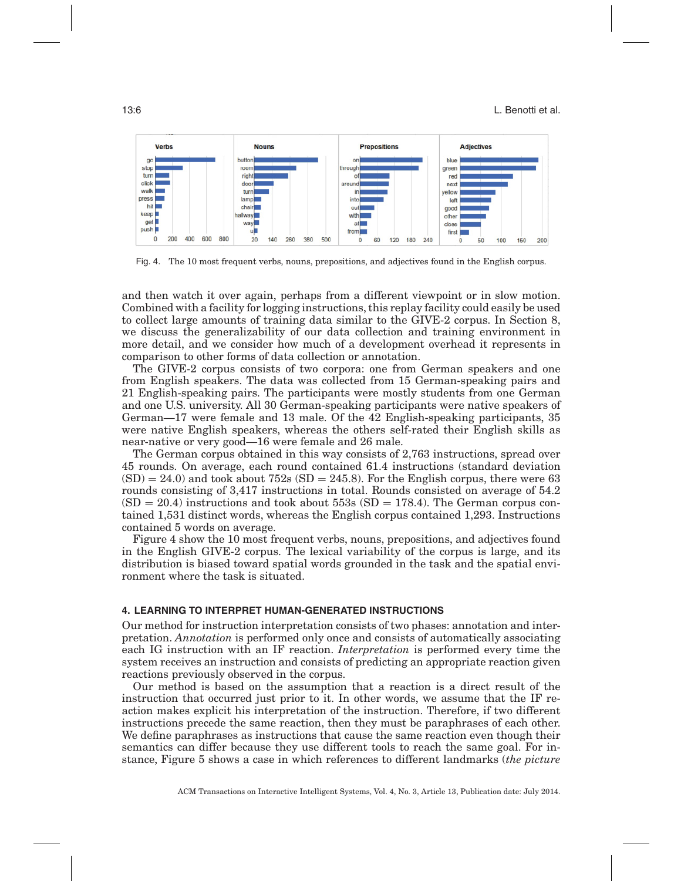Fig. 4. The 10 most frequent verbs, nouns, prepositions, and adjectives found in the English corpus.

and then watch it over again, perhaps from a different viewpoint or in slow motion. Combined with a facility for logging instructions, this replay facility could easily be used to collect large amounts of training data similar to the GIVE-2 corpus. In Section 8, we discuss the generalizability of our data collection and training environment in more detail, and we consider how much of a development overhead it represents in comparison to other forms of data collection or annotation.

The GIVE-2 corpus consists of two corpora: one from German speakers and one from English speakers. The data was collected from 15 German-speaking pairs and 21 English-speaking pairs. The participants were mostly students from one German and one U.S. university. All 30 German-speaking participants were native speakers of German—17 were female and 13 male. Of the 42 English-speaking participants, 35 were native English speakers, whereas the others self-rated their English skills as near-native or very good—16 were female and 26 male.

The German corpus obtained in this way consists of 2,763 instructions, spread over 45 rounds. On average, each round contained 61.4 instructions (standard deviation (SD) = 24.0) and took about 752s (SD = 245.8). For the English corpus, there were 63 rounds consisting of 3,417 instructions in total. Rounds consisted on average of 54.2 (SD = 20.4) instructions and took about 553s (SD = 178.4). The German corpus contained 1,531 distinct words, whereas the English corpus contained 1,293. Instructions contained 5 words on average.

Figure 4 show the 10 most frequent verbs, nouns, prepositions, and adjectives found in the English GIVE-2 corpus. The lexical variability of the corpus is large, and its distribution is biased toward spatial words grounded in the task and the spatial environment where the task is situated.

## 4. LEARNING TO INTERPRET HUMAN-GENERATED INSTRUCTIONS

Our method for instruction interpretation consists of two phases: annotation and interpretation. *Annotation* is performed only once and consists of automatically associating each IG instruction with an IF reaction. *Interpretation* is performed every time the system receives an instruction and consists of predicting an appropriate reaction given reactions previously observed in the corpus.

Our method is based on the assumption that a reaction is a direct result of the instruction that occurred just prior to it. In other words, we assume that the IF reaction makes explicit his interpretation of the instruction. Therefore, if two different instructions precede the same reaction, then they must be paraphrases of each other. We define paraphrases as instructions that cause the same reaction even though their semantics can differ because they use different tools to reach the same goal. For instance, Figure 5 shows a case in which references to different landmarks (*the picture*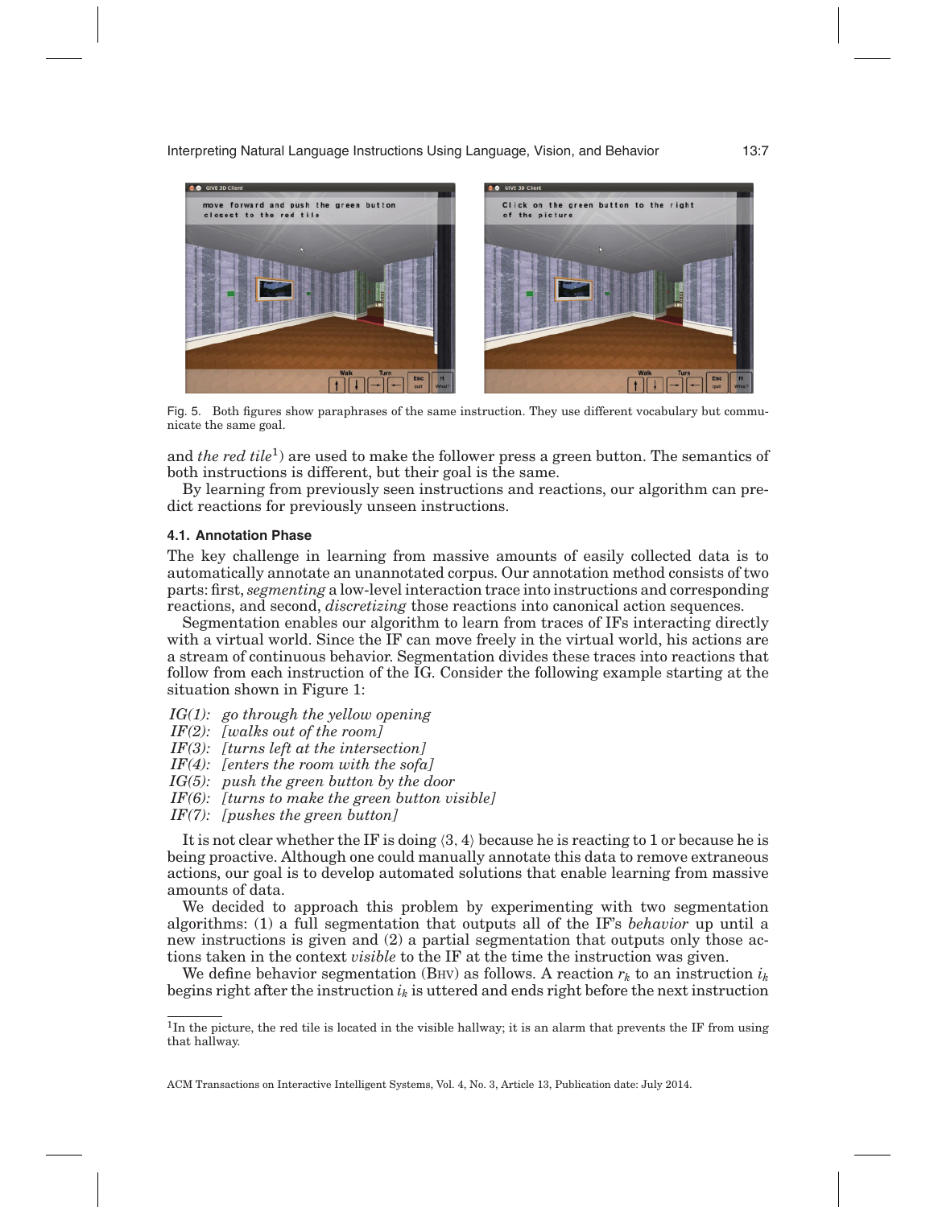Fig. 5. Both figures show paraphrases of the same instruction. They use different vocabulary but communicate the same goal.

and *the red tile*[1]) are used to make the follower press a green button. The semantics of both instructions is different, but their goal is the same.

By learning from previously seen instructions and reactions, our algorithm can predict reactions for previously unseen instructions.

### 4.1. Annotation Phase

The key challenge in learning from massive amounts of easily collected data is to automatically annotate an unannotated corpus. Our annotation method consists of two parts: first, *segmenting* a low-level interaction trace into instructions and corresponding reactions, and second, *discretizing* those reactions into canonical action sequences.

Segmentation enables our algorithm to learn from traces of IFs interacting directly with a virtual world. Since the IF can move freely in the virtual world, his actions are a stream of continuous behavior. Segmentation divides these traces into reactions that follow from each instruction of the IG. Consider the following example starting at the situation shown in Figure 1:

*IG(1): go through the yellow opening*
*IF(2): [walks out of the room]*
*IF(3): [turns left at the intersection]*
*IF(4): [enters the room with the sofa]*
*IG(5): push the green button by the door*
*IF(6): [turns to make the green button visible]*
*IF(7): [pushes the green button]*

It is not clear whether the IF is doing $\langle 3, 4\rangle$ because he is reacting to 1 or because he is being proactive. Although one could manually annotate this data to remove extraneous actions, our goal is to develop automated solutions that enable learning from massive amounts of data.

We decided to approach this problem by experimenting with two segmentation algorithms: (1) a full segmentation that outputs all of the IF's *behavior* up until a new instructions is given and (2) a partial segmentation that outputs only those actions taken in the context *visible* to the IF at the time the instruction was given.

We define behavior segmentation (BHV) as follows. A reaction $r_k$ to an instruction $i_k$ begins right after the instruction $i_k$ is uttered and ends right before the next instruction

[1]In the picture, the red tile is located in the visible hallway; it is an alarm that prevents the IF from using that hallway.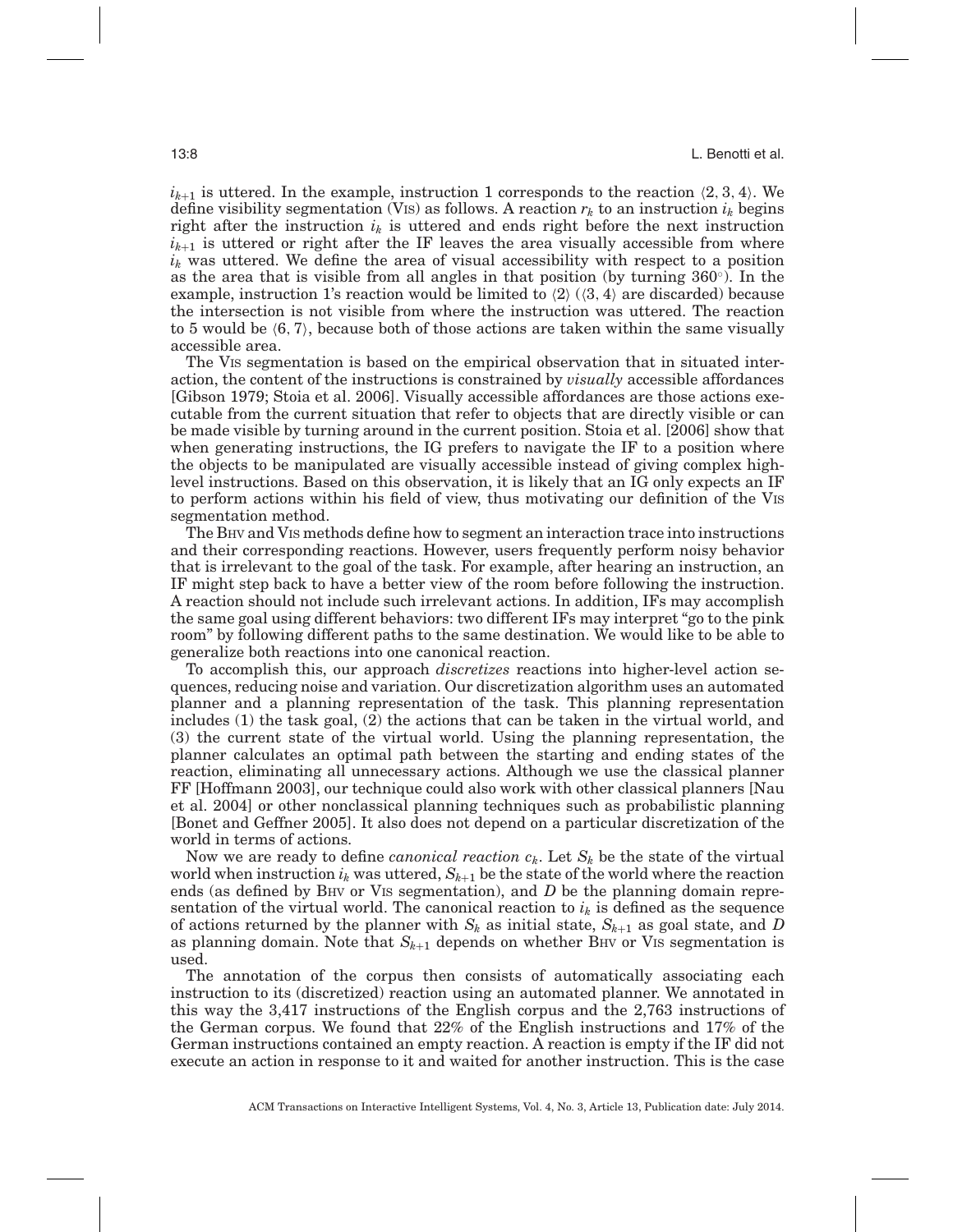$i_{k+1}$ is uttered. In the example, instruction 1 corresponds to the reaction $\langle 2, 3, 4 \rangle$. We define visibility segmentation (VIS) as follows. A reaction $r_k$ to an instruction $i_k$ begins right after the instruction $i_k$ is uttered and ends right before the next instruction $i_{k+1}$ is uttered or right after the IF leaves the area visually accessible from where $i_k$ was uttered. We define the area of visual accessibility with respect to a position as the area that is visible from all angles in that position (by turning 360°). In the example, instruction 1's reaction would be limited to $\langle 2 \rangle$ ($\langle 3, 4 \rangle$ are discarded) because the intersection is not visible from where the instruction was uttered. The reaction to 5 would be $\langle 6, 7 \rangle$, because both of those actions are taken within the same visually accessible area.

The VIS segmentation is based on the empirical observation that in situated interaction, the content of the instructions is constrained by *visually* accessible affordances [Gibson 1979; Stoia et al. 2006]. Visually accessible affordances are those actions executable from the current situation that refer to objects that are directly visible or can be made visible by turning around in the current position. Stoia et al. [2006] show that when generating instructions, the IG prefers to navigate the IF to a position where the objects to be manipulated are visually accessible instead of giving complex high-level instructions. Based on this observation, it is likely that an IG only expects an IF to perform actions within his field of view, thus motivating our definition of the VIS segmentation method.

The BHV and VIS methods define how to segment an interaction trace into instructions and their corresponding reactions. However, users frequently perform noisy behavior that is irrelevant to the goal of the task. For example, after hearing an instruction, an IF might step back to have a better view of the room before following the instruction. A reaction should not include such irrelevant actions. In addition, IFs may accomplish the same goal using different behaviors: two different IFs may interpret "go to the pink room" by following different paths to the same destination. We would like to be able to generalize both reactions into one canonical reaction.

To accomplish this, our approach *discretizes* reactions into higher-level action sequences, reducing noise and variation. Our discretization algorithm uses an automated planner and a planning representation of the task. This planning representation includes (1) the task goal, (2) the actions that can be taken in the virtual world, and (3) the current state of the virtual world. Using the planning representation, the planner calculates an optimal path between the starting and ending states of the reaction, eliminating all unnecessary actions. Although we use the classical planner FF [Hoffmann 2003], our technique could also work with other classical planners [Nau et al. 2004] or other nonclassical planning techniques such as probabilistic planning [Bonet and Geffner 2005]. It also does not depend on a particular discretization of the world in terms of actions.

Now we are ready to define *canonical reaction* $c_k$. Let $S_k$ be the state of the virtual world when instruction $i_k$ was uttered, $S_{k+1}$ be the state of the world where the reaction ends (as defined by BHV or VIS segmentation), and $D$ be the planning domain representation of the virtual world. The canonical reaction to $i_k$ is defined as the sequence of actions returned by the planner with $S_k$ as initial state, $S_{k+1}$ as goal state, and $D$ as planning domain. Note that $S_{k+1}$ depends on whether BHV or VIS segmentation is used.

The annotation of the corpus then consists of automatically associating each instruction to its (discretized) reaction using an automated planner. We annotated in this way the 3,417 instructions of the English corpus and the 2,763 instructions of the German corpus. We found that 22% of the English instructions and 17% of the German instructions contained an empty reaction. A reaction is empty if the IF did not execute an action in response to it and waited for another instruction. This is the case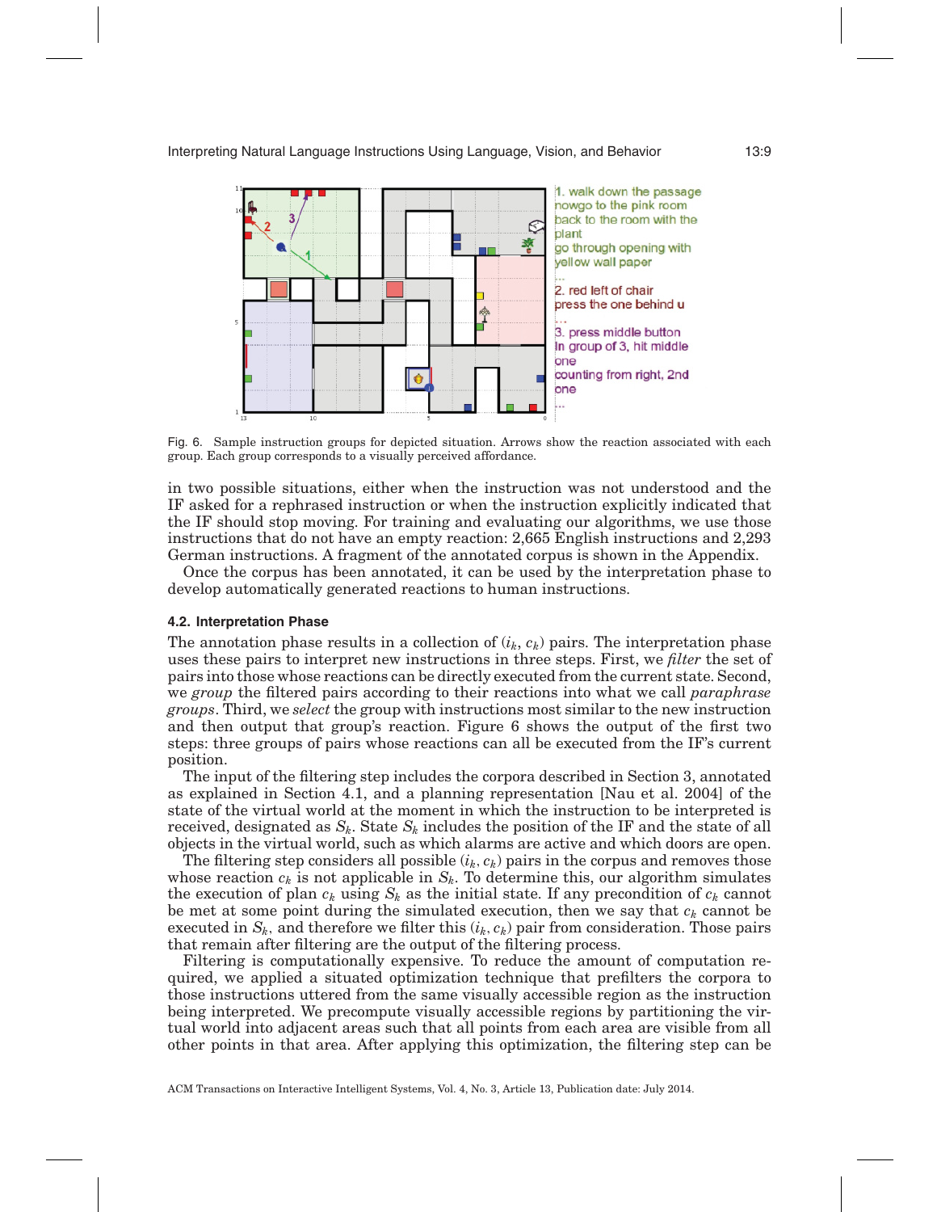1. walk down the passage
nowgo to the pink room
back to the room with the plant
go through opening with yellow wall paper
...
2. red left of chair
press the one behind u
...
3. press middle button
In group of 3, hit middle one
counting from right, 2nd one
...

Fig. 6. Sample instruction groups for depicted situation. Arrows show the reaction associated with each group. Each group corresponds to a visually perceived affordance.

in two possible situations, either when the instruction was not understood and the IF asked for a rephrased instruction or when the instruction explicitly indicated that the IF should stop moving. For training and evaluating our algorithms, we use those instructions that do not have an empty reaction: 2,665 English instructions and 2,293 German instructions. A fragment of the annotated corpus is shown in the Appendix.

Once the corpus has been annotated, it can be used by the interpretation phase to develop automatically generated reactions to human instructions.

### 4.2. Interpretation Phase

The annotation phase results in a collection of $(i_k, c_k)$ pairs. The interpretation phase uses these pairs to interpret new instructions in three steps. First, we *filter* the set of pairs into those whose reactions can be directly executed from the current state. Second, we *group* the filtered pairs according to their reactions into what we call *paraphrase groups*. Third, we *select* the group with instructions most similar to the new instruction and then output that group's reaction. Figure 6 shows the output of the first two steps: three groups of pairs whose reactions can all be executed from the IF's current position.

The input of the filtering step includes the corpora described in Section 3, annotated as explained in Section 4.1, and a planning representation [Nau et al. 2004] of the state of the virtual world at the moment in which the instruction to be interpreted is received, designated as $S_k$. State $S_k$ includes the position of the IF and the state of all objects in the virtual world, such as which alarms are active and which doors are open.

The filtering step considers all possible $(i_k, c_k)$ pairs in the corpus and removes those whose reaction $c_k$ is not applicable in $S_k$. To determine this, our algorithm simulates the execution of plan $c_k$ using $S_k$ as the initial state. If any precondition of $c_k$ cannot be met at some point during the simulated execution, then we say that $c_k$ cannot be executed in $S_k$, and therefore we filter this $(i_k, c_k)$ pair from consideration. Those pairs that remain after filtering are the output of the filtering process.

Filtering is computationally expensive. To reduce the amount of computation required, we applied a situated optimization technique that prefilters the corpora to those instructions uttered from the same visually accessible region as the instruction being interpreted. We precompute visually accessible regions by partitioning the virtual world into adjacent areas such that all points from each area are visible from all other points in that area. After applying this optimization, the filtering step can be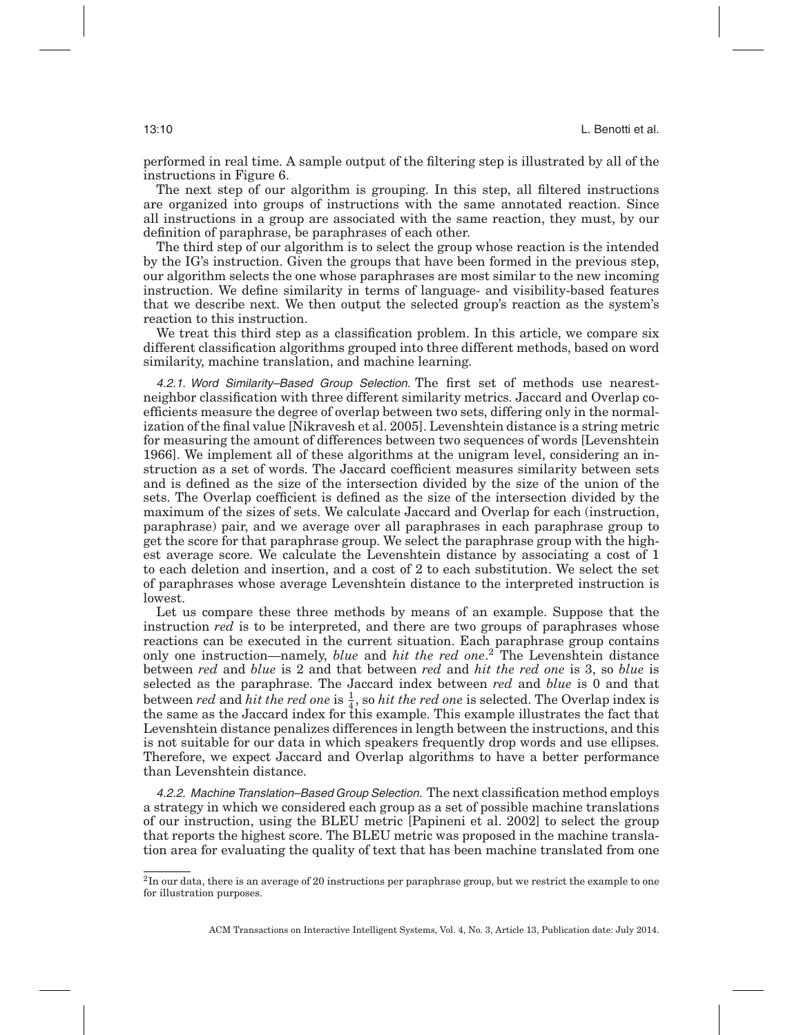performed in real time. A sample output of the filtering step is illustrated by all of the instructions in Figure 6.

The next step of our algorithm is grouping. In this step, all filtered instructions are organized into groups of instructions with the same annotated reaction. Since all instructions in a group are associated with the same reaction, they must, by our definition of paraphrase, be paraphrases of each other.

The third step of our algorithm is to select the group whose reaction is the intended by the IG's instruction. Given the groups that have been formed in the previous step, our algorithm selects the one whose paraphrases are most similar to the new incoming instruction. We define similarity in terms of language- and visibility-based features that we describe next. We then output the selected group's reaction as the system's reaction to this instruction.

We treat this third step as a classification problem. In this article, we compare six different classification algorithms grouped into three different methods, based on word similarity, machine translation, and machine learning.

*4.2.1. Word Similarity–Based Group Selection.* The first set of methods use nearest-neighbor classification with three different similarity metrics. Jaccard and Overlap coefficients measure the degree of overlap between two sets, differing only in the normalization of the final value [Nikravesh et al. 2005]. Levenshtein distance is a string metric for measuring the amount of differences between two sequences of words [Levenshtein 1966]. We implement all of these algorithms at the unigram level, considering an instruction as a set of words. The Jaccard coefficient measures similarity between sets and is defined as the size of the intersection divided by the size of the union of the sets. The Overlap coefficient is defined as the size of the intersection divided by the maximum of the sizes of sets. We calculate Jaccard and Overlap for each (instruction, paraphrase) pair, and we average over all paraphrases in each paraphrase group to get the score for that paraphrase group. We select the paraphrase group with the highest average score. We calculate the Levenshtein distance by associating a cost of 1 to each deletion and insertion, and a cost of 2 to each substitution. We select the set of paraphrases whose average Levenshtein distance to the interpreted instruction is lowest.

Let us compare these three methods by means of an example. Suppose that the instruction *red* is to be interpreted, and there are two groups of paraphrases whose reactions can be executed in the current situation. Each paraphrase group contains only one instruction—namely, *blue* and *hit the red one*.[2] The Levenshtein distance between *red* and *blue* is 2 and that between *red* and *hit the red one* is 3, so *blue* is selected as the paraphrase. The Jaccard index between *red* and *blue* is 0 and that between *red* and *hit the red one* is $\frac{1}{4}$, so *hit the red one* is selected. The Overlap index is the same as the Jaccard index for this example. This example illustrates the fact that Levenshtein distance penalizes differences in length between the instructions, and this is not suitable for our data in which speakers frequently drop words and use ellipses. Therefore, we expect Jaccard and Overlap algorithms to have a better performance than Levenshtein distance.

*4.2.2. Machine Translation–Based Group Selection.* The next classification method employs a strategy in which we considered each group as a set of possible machine translations of our instruction, using the BLEU metric [Papineni et al. 2002] to select the group that reports the highest score. The BLEU metric was proposed in the machine translation area for evaluating the quality of text that has been machine translated from one

[2] In our data, there is an average of 20 instructions per paraphrase group, but we restrict the example to one for illustration purposes.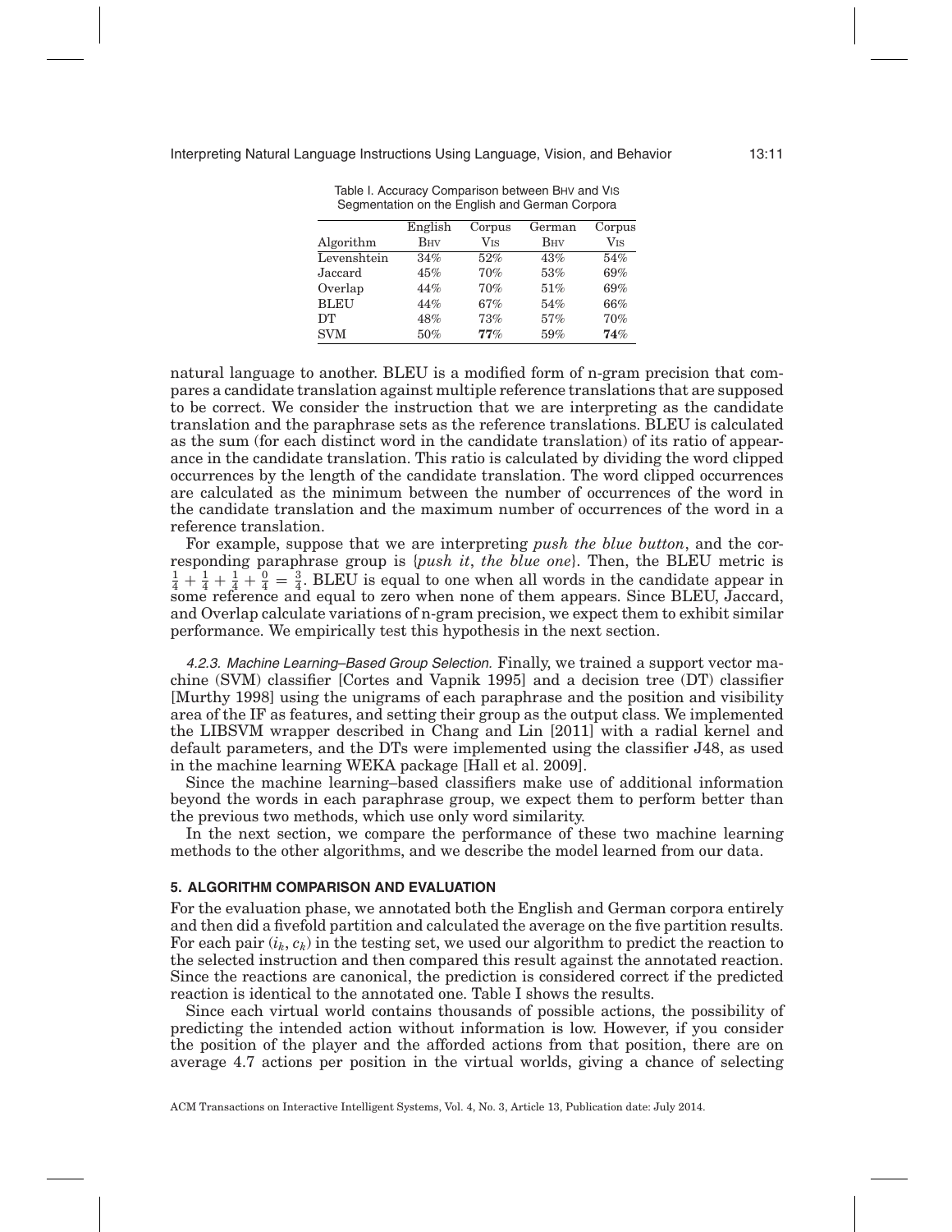Table I. Accuracy Comparison between BHV and VIS Segmentation on the English and German Corpora

| | English | Corpus | German | Corpus |
|---|---|---|---|---|
| Algorithm | BHV | VIS | BHV | VIS |
| Levenshtein | 34% | 52% | 43% | 54% |
| Jaccard | 45% | 70% | 53% | 69% |
| Overlap | 44% | 70% | 51% | 69% |
| BLEU | 44% | 67% | 54% | 66% |
| DT | 48% | 73% | 57% | 70% |
| SVM | 50% | **77**% | 59% | **74**% |

natural language to another. BLEU is a modified form of n-gram precision that compares a candidate translation against multiple reference translations that are supposed to be correct. We consider the instruction that we are interpreting as the candidate translation and the paraphrase sets as the reference translations. BLEU is calculated as the sum (for each distinct word in the candidate translation) of its ratio of appearance in the candidate translation. This ratio is calculated by dividing the word clipped occurrences by the length of the candidate translation. The word clipped occurrences are calculated as the minimum between the number of occurrences of the word in the candidate translation and the maximum number of occurrences of the word in a reference translation.

For example, suppose that we are interpreting *push the blue button*, and the corresponding paraphrase group is {*push it*, *the blue one*}. Then, the BLEU metric is $\frac{1}{4} + \frac{1}{4} + \frac{1}{4} + \frac{0}{4} = \frac{3}{4}$. BLEU is equal to one when all words in the candidate appear in some reference and equal to zero when none of them appears. Since BLEU, Jaccard, and Overlap calculate variations of n-gram precision, we expect them to exhibit similar performance. We empirically test this hypothesis in the next section.

*4.2.3. Machine Learning–Based Group Selection.* Finally, we trained a support vector machine (SVM) classifier [Cortes and Vapnik 1995] and a decision tree (DT) classifier [Murthy 1998] using the unigrams of each paraphrase and the position and visibility area of the IF as features, and setting their group as the output class. We implemented the LIBSVM wrapper described in Chang and Lin [2011] with a radial kernel and default parameters, and the DTs were implemented using the classifier J48, as used in the machine learning WEKA package [Hall et al. 2009].

Since the machine learning–based classifiers make use of additional information beyond the words in each paraphrase group, we expect them to perform better than the previous two methods, which use only word similarity.

In the next section, we compare the performance of these two machine learning methods to the other algorithms, and we describe the model learned from our data.

## 5. ALGORITHM COMPARISON AND EVALUATION

For the evaluation phase, we annotated both the English and German corpora entirely and then did a fivefold partition and calculated the average on the five partition results. For each pair $(i_k, c_k)$ in the testing set, we used our algorithm to predict the reaction to the selected instruction and then compared this result against the annotated reaction. Since the reactions are canonical, the prediction is considered correct if the predicted reaction is identical to the annotated one. Table I shows the results.

Since each virtual world contains thousands of possible actions, the possibility of predicting the intended action without information is low. However, if you consider the position of the player and the afforded actions from that position, there are on average 4.7 actions per position in the virtual worlds, giving a chance of selecting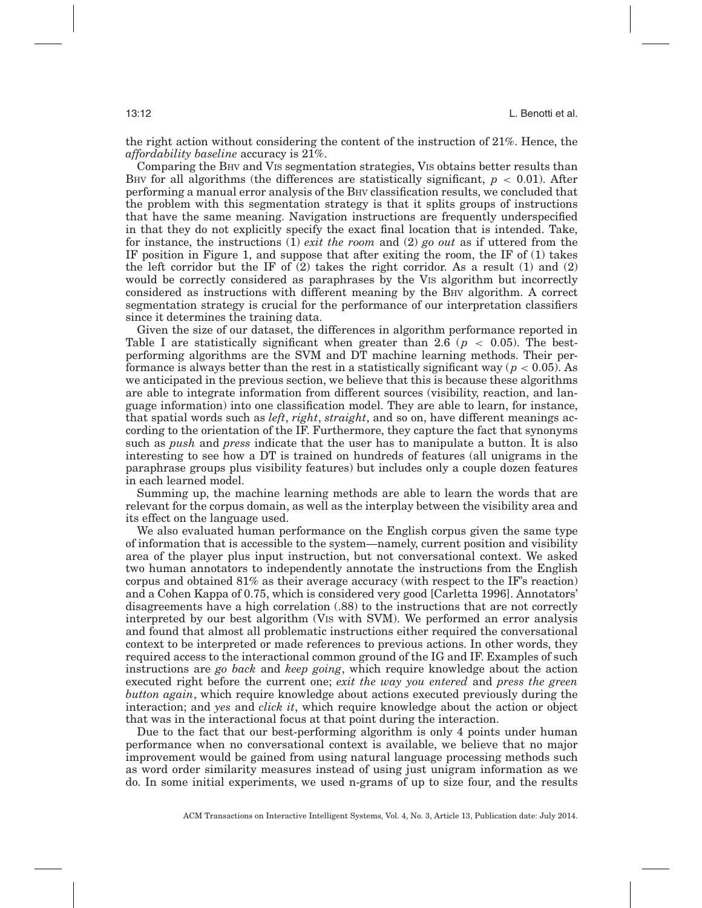the right action without considering the content of the instruction of 21%. Hence, the *affordability baseline* accuracy is 21%.

Comparing the BHV and VIS segmentation strategies, VIS obtains better results than BHV for all algorithms (the differences are statistically significant, $p < 0.01$). After performing a manual error analysis of the BHV classification results, we concluded that the problem with this segmentation strategy is that it splits groups of instructions that have the same meaning. Navigation instructions are frequently underspecified in that they do not explicitly specify the exact final location that is intended. Take, for instance, the instructions (1) *exit the room* and (2) *go out* as if uttered from the IF position in Figure 1, and suppose that after exiting the room, the IF of (1) takes the left corridor but the IF of (2) takes the right corridor. As a result (1) and (2) would be correctly considered as paraphrases by the VIS algorithm but incorrectly considered as instructions with different meaning by the BHV algorithm. A correct segmentation strategy is crucial for the performance of our interpretation classifiers since it determines the training data.

Given the size of our dataset, the differences in algorithm performance reported in Table I are statistically significant when greater than 2.6 ($p < 0.05$). The best-performing algorithms are the SVM and DT machine learning methods. Their performance is always better than the rest in a statistically significant way ($p < 0.05$). As we anticipated in the previous section, we believe that this is because these algorithms are able to integrate information from different sources (visibility, reaction, and language information) into one classification model. They are able to learn, for instance, that spatial words such as *left*, *right*, *straight*, and so on, have different meanings according to the orientation of the IF. Furthermore, they capture the fact that synonyms such as *push* and *press* indicate that the user has to manipulate a button. It is also interesting to see how a DT is trained on hundreds of features (all unigrams in the paraphrase groups plus visibility features) but includes only a couple dozen features in each learned model.

Summing up, the machine learning methods are able to learn the words that are relevant for the corpus domain, as well as the interplay between the visibility area and its effect on the language used.

We also evaluated human performance on the English corpus given the same type of information that is accessible to the system—namely, current position and visibility area of the player plus input instruction, but not conversational context. We asked two human annotators to independently annotate the instructions from the English corpus and obtained 81% as their average accuracy (with respect to the IF's reaction) and a Cohen Kappa of 0.75, which is considered very good [Carletta 1996]. Annotators' disagreements have a high correlation (.88) to the instructions that are not correctly interpreted by our best algorithm (VIS with SVM). We performed an error analysis and found that almost all problematic instructions either required the conversational context to be interpreted or made references to previous actions. In other words, they required access to the interactional common ground of the IG and IF. Examples of such instructions are *go back* and *keep going*, which require knowledge about the action executed right before the current one; *exit the way you entered* and *press the green button again*, which require knowledge about actions executed previously during the interaction; and *yes* and *click it*, which require knowledge about the action or object that was in the interactional focus at that point during the interaction.

Due to the fact that our best-performing algorithm is only 4 points under human performance when no conversational context is available, we believe that no major improvement would be gained from using natural language processing methods such as word order similarity measures instead of using just unigram information as we do. In some initial experiments, we used n-grams of up to size four, and the results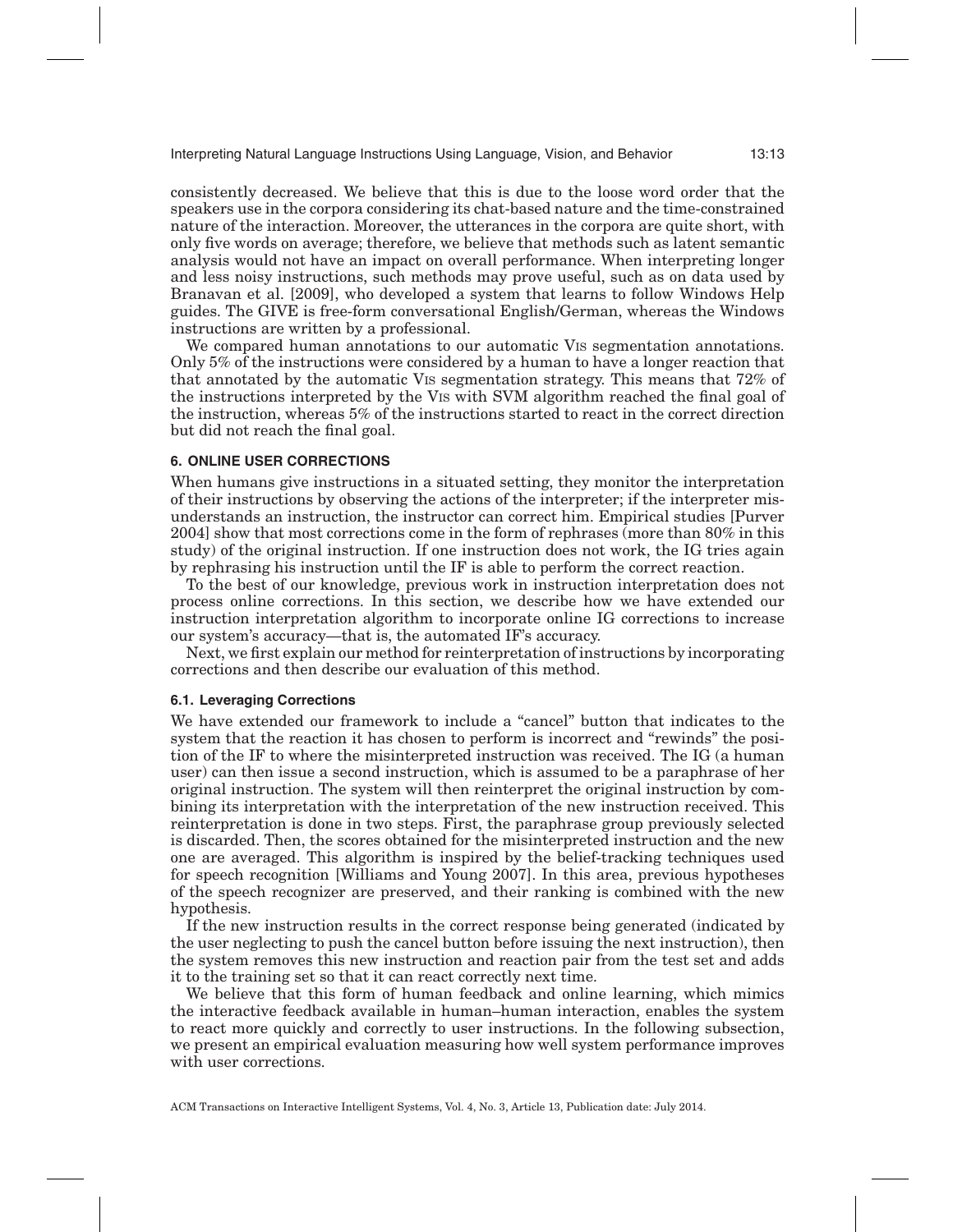consistently decreased. We believe that this is due to the loose word order that the speakers use in the corpora considering its chat-based nature and the time-constrained nature of the interaction. Moreover, the utterances in the corpora are quite short, with only five words on average; therefore, we believe that methods such as latent semantic analysis would not have an impact on overall performance. When interpreting longer and less noisy instructions, such methods may prove useful, such as on data used by Branavan et al. [2009], who developed a system that learns to follow Windows Help guides. The GIVE is free-form conversational English/German, whereas the Windows instructions are written by a professional.

We compared human annotations to our automatic VIS segmentation annotations. Only 5% of the instructions were considered by a human to have a longer reaction that that annotated by the automatic VIS segmentation strategy. This means that 72% of the instructions interpreted by the VIS with SVM algorithm reached the final goal of the instruction, whereas 5% of the instructions started to react in the correct direction but did not reach the final goal.

## 6. ONLINE USER CORRECTIONS

When humans give instructions in a situated setting, they monitor the interpretation of their instructions by observing the actions of the interpreter; if the interpreter misunderstands an instruction, the instructor can correct him. Empirical studies [Purver 2004] show that most corrections come in the form of rephrases (more than 80% in this study) of the original instruction. If one instruction does not work, the IG tries again by rephrasing his instruction until the IF is able to perform the correct reaction.

To the best of our knowledge, previous work in instruction interpretation does not process online corrections. In this section, we describe how we have extended our instruction interpretation algorithm to incorporate online IG corrections to increase our system's accuracy—that is, the automated IF's accuracy.

Next, we first explain our method for reinterpretation of instructions by incorporating corrections and then describe our evaluation of this method.

### 6.1. Leveraging Corrections

We have extended our framework to include a "cancel" button that indicates to the system that the reaction it has chosen to perform is incorrect and "rewinds" the position of the IF to where the misinterpreted instruction was received. The IG (a human user) can then issue a second instruction, which is assumed to be a paraphrase of her original instruction. The system will then reinterpret the original instruction by combining its interpretation with the interpretation of the new instruction received. This reinterpretation is done in two steps. First, the paraphrase group previously selected is discarded. Then, the scores obtained for the misinterpreted instruction and the new one are averaged. This algorithm is inspired by the belief-tracking techniques used for speech recognition [Williams and Young 2007]. In this area, previous hypotheses of the speech recognizer are preserved, and their ranking is combined with the new hypothesis.

If the new instruction results in the correct response being generated (indicated by the user neglecting to push the cancel button before issuing the next instruction), then the system removes this new instruction and reaction pair from the test set and adds it to the training set so that it can react correctly next time.

We believe that this form of human feedback and online learning, which mimics the interactive feedback available in human–human interaction, enables the system to react more quickly and correctly to user instructions. In the following subsection, we present an empirical evaluation measuring how well system performance improves with user corrections.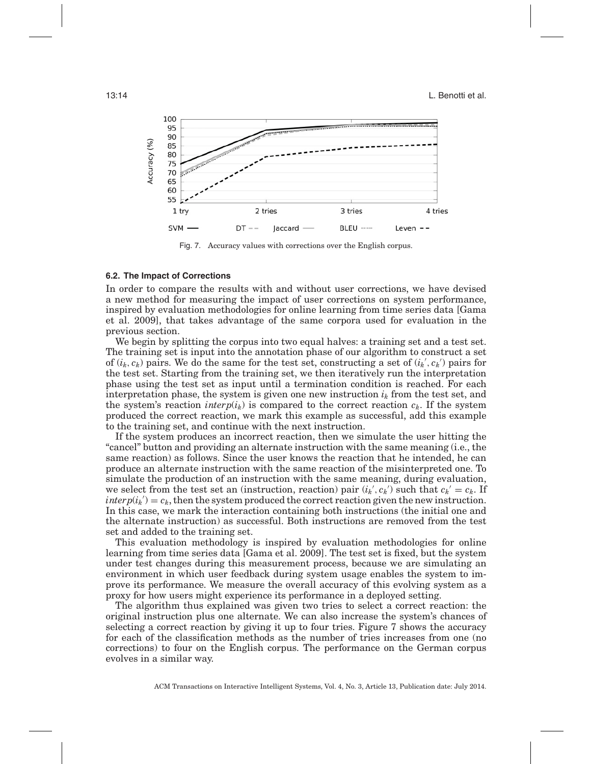Fig. 7. Accuracy values with corrections over the English corpus.

### 6.2. The Impact of Corrections

In order to compare the results with and without user corrections, we have devised a new method for measuring the impact of user corrections on system performance, inspired by evaluation methodologies for online learning from time series data [Gama et al. 2009], that takes advantage of the same corpora used for evaluation in the previous section.

We begin by splitting the corpus into two equal halves: a training set and a test set. The training set is input into the annotation phase of our algorithm to construct a set of $(i_k, c_k)$ pairs. We do the same for the test set, constructing a set of $(i_k{}', c_k{}')$ pairs for the test set. Starting from the training set, we then iteratively run the interpretation phase using the test set as input until a termination condition is reached. For each interpretation phase, the system is given one new instruction $i_k$ from the test set, and the system's reaction $interp(i_k)$ is compared to the correct reaction $c_k$. If the system produced the correct reaction, we mark this example as successful, add this example to the training set, and continue with the next instruction.

If the system produces an incorrect reaction, then we simulate the user hitting the "cancel" button and providing an alternate instruction with the same meaning (i.e., the same reaction) as follows. Since the user knows the reaction that he intended, he can produce an alternate instruction with the same reaction of the misinterpreted one. To simulate the production of an instruction with the same meaning, during evaluation, we select from the test set an (instruction, reaction) pair $(i_k{}', c_k{}')$ such that $c_k{}' = c_k$. If $interp(i_k{}') = c_k$, then the system produced the correct reaction given the new instruction. In this case, we mark the interaction containing both instructions (the initial one and the alternate instruction) as successful. Both instructions are removed from the test set and added to the training set.

This evaluation methodology is inspired by evaluation methodologies for online learning from time series data [Gama et al. 2009]. The test set is fixed, but the system under test changes during this measurement process, because we are simulating an environment in which user feedback during system usage enables the system to improve its performance. We measure the overall accuracy of this evolving system as a proxy for how users might experience its performance in a deployed setting.

The algorithm thus explained was given two tries to select a correct reaction: the original instruction plus one alternate. We can also increase the system's chances of selecting a correct reaction by giving it up to four tries. Figure 7 shows the accuracy for each of the classification methods as the number of tries increases from one (no corrections) to four on the English corpus. The performance on the German corpus evolves in a similar way.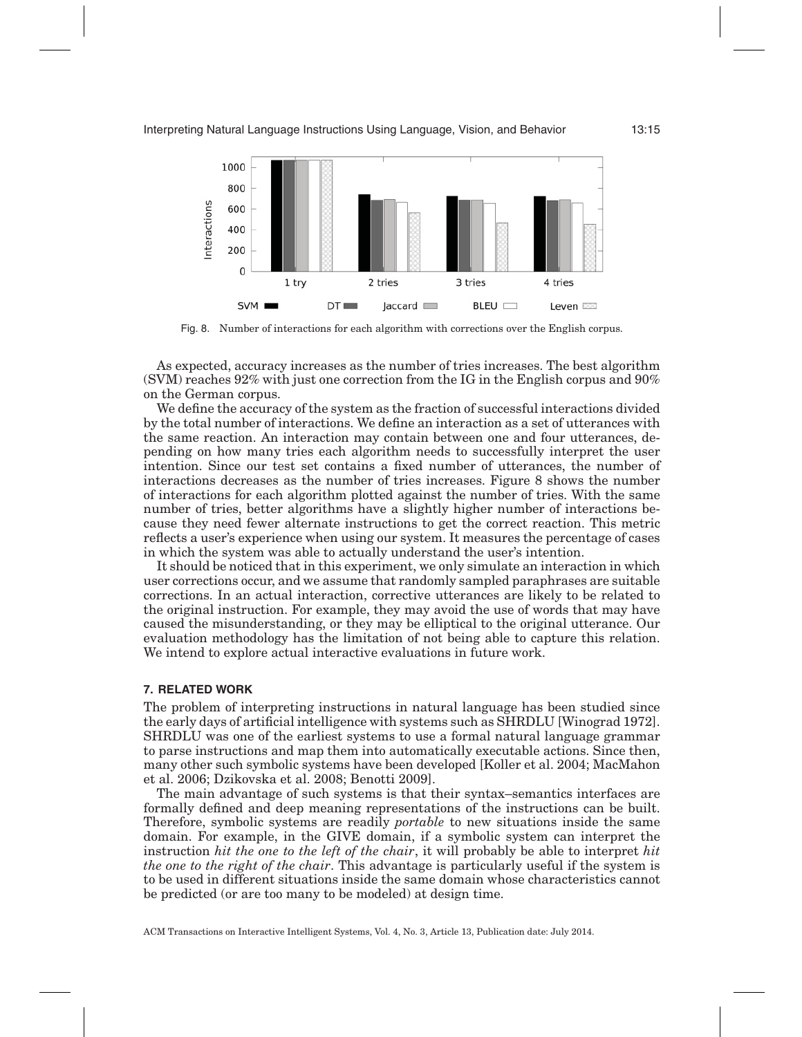Fig. 8. Number of interactions for each algorithm with corrections over the English corpus.

As expected, accuracy increases as the number of tries increases. The best algorithm (SVM) reaches 92% with just one correction from the IG in the English corpus and 90% on the German corpus.

We define the accuracy of the system as the fraction of successful interactions divided by the total number of interactions. We define an interaction as a set of utterances with the same reaction. An interaction may contain between one and four utterances, depending on how many tries each algorithm needs to successfully interpret the user intention. Since our test set contains a fixed number of utterances, the number of interactions decreases as the number of tries increases. Figure 8 shows the number of interactions for each algorithm plotted against the number of tries. With the same number of tries, better algorithms have a slightly higher number of interactions because they need fewer alternate instructions to get the correct reaction. This metric reflects a user's experience when using our system. It measures the percentage of cases in which the system was able to actually understand the user's intention.

It should be noticed that in this experiment, we only simulate an interaction in which user corrections occur, and we assume that randomly sampled paraphrases are suitable corrections. In an actual interaction, corrective utterances are likely to be related to the original instruction. For example, they may avoid the use of words that may have caused the misunderstanding, or they may be elliptical to the original utterance. Our evaluation methodology has the limitation of not being able to capture this relation. We intend to explore actual interactive evaluations in future work.

## 7. RELATED WORK

The problem of interpreting instructions in natural language has been studied since the early days of artificial intelligence with systems such as SHRDLU [Winograd 1972]. SHRDLU was one of the earliest systems to use a formal natural language grammar to parse instructions and map them into automatically executable actions. Since then, many other such symbolic systems have been developed [Koller et al. 2004; MacMahon et al. 2006; Dzikovska et al. 2008; Benotti 2009].

The main advantage of such systems is that their syntax–semantics interfaces are formally defined and deep meaning representations of the instructions can be built. Therefore, symbolic systems are readily *portable* to new situations inside the same domain. For example, in the GIVE domain, if a symbolic system can interpret the instruction *hit the one to the left of the chair*, it will probably be able to interpret *hit the one to the right of the chair*. This advantage is particularly useful if the system is to be used in different situations inside the same domain whose characteristics cannot be predicted (or are too many to be modeled) at design time.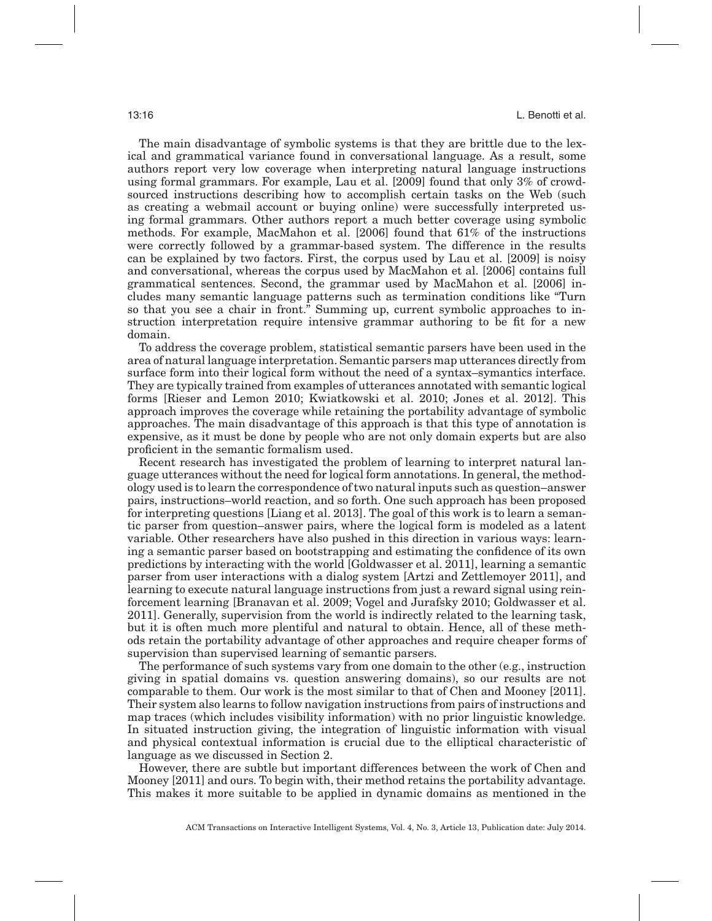The main disadvantage of symbolic systems is that they are brittle due to the lexical and grammatical variance found in conversational language. As a result, some authors report very low coverage when interpreting natural language instructions using formal grammars. For example, Lau et al. [2009] found that only 3% of crowdsourced instructions describing how to accomplish certain tasks on the Web (such as creating a webmail account or buying online) were successfully interpreted using formal grammars. Other authors report a much better coverage using symbolic methods. For example, MacMahon et al. [2006] found that 61% of the instructions were correctly followed by a grammar-based system. The difference in the results can be explained by two factors. First, the corpus used by Lau et al. [2009] is noisy and conversational, whereas the corpus used by MacMahon et al. [2006] contains full grammatical sentences. Second, the grammar used by MacMahon et al. [2006] includes many semantic language patterns such as termination conditions like "Turn so that you see a chair in front." Summing up, current symbolic approaches to instruction interpretation require intensive grammar authoring to be fit for a new domain.

To address the coverage problem, statistical semantic parsers have been used in the area of natural language interpretation. Semantic parsers map utterances directly from surface form into their logical form without the need of a syntax–symantics interface. They are typically trained from examples of utterances annotated with semantic logical forms [Rieser and Lemon 2010; Kwiatkowski et al. 2010; Jones et al. 2012]. This approach improves the coverage while retaining the portability advantage of symbolic approaches. The main disadvantage of this approach is that this type of annotation is expensive, as it must be done by people who are not only domain experts but are also proficient in the semantic formalism used.

Recent research has investigated the problem of learning to interpret natural language utterances without the need for logical form annotations. In general, the methodology used is to learn the correspondence of two natural inputs such as question–answer pairs, instructions–world reaction, and so forth. One such approach has been proposed for interpreting questions [Liang et al. 2013]. The goal of this work is to learn a semantic parser from question–answer pairs, where the logical form is modeled as a latent variable. Other researchers have also pushed in this direction in various ways: learning a semantic parser based on bootstrapping and estimating the confidence of its own predictions by interacting with the world [Goldwasser et al. 2011], learning a semantic parser from user interactions with a dialog system [Artzi and Zettlemoyer 2011], and learning to execute natural language instructions from just a reward signal using reinforcement learning [Branavan et al. 2009; Vogel and Jurafsky 2010; Goldwasser et al. 2011]. Generally, supervision from the world is indirectly related to the learning task, but it is often much more plentiful and natural to obtain. Hence, all of these methods retain the portability advantage of other approaches and require cheaper forms of supervision than supervised learning of semantic parsers.

The performance of such systems vary from one domain to the other (e.g., instruction giving in spatial domains vs. question answering domains), so our results are not comparable to them. Our work is the most similar to that of Chen and Mooney [2011]. Their system also learns to follow navigation instructions from pairs of instructions and map traces (which includes visibility information) with no prior linguistic knowledge. In situated instruction giving, the integration of linguistic information with visual and physical contextual information is crucial due to the elliptical characteristic of language as we discussed in Section 2.

However, there are subtle but important differences between the work of Chen and Mooney [2011] and ours. To begin with, their method retains the portability advantage. This makes it more suitable to be applied in dynamic domains as mentioned in the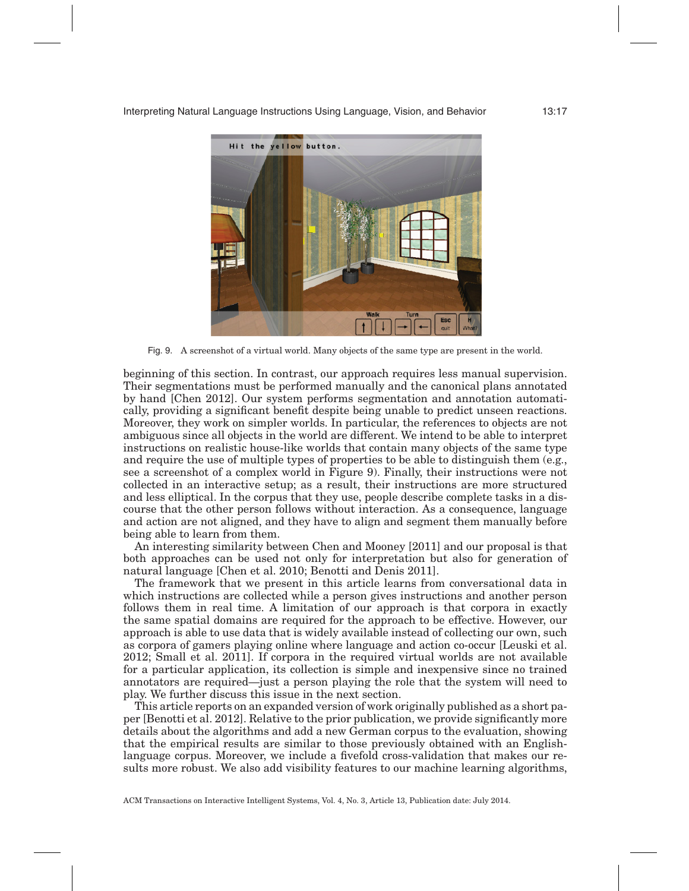Fig. 9. A screenshot of a virtual world. Many objects of the same type are present in the world.

beginning of this section. In contrast, our approach requires less manual supervision. Their segmentations must be performed manually and the canonical plans annotated by hand [Chen 2012]. Our system performs segmentation and annotation automatically, providing a significant benefit despite being unable to predict unseen reactions. Moreover, they work on simpler worlds. In particular, the references to objects are not ambiguous since all objects in the world are different. We intend to be able to interpret instructions on realistic house-like worlds that contain many objects of the same type and require the use of multiple types of properties to be able to distinguish them (e.g., see a screenshot of a complex world in Figure 9). Finally, their instructions were not collected in an interactive setup; as a result, their instructions are more structured and less elliptical. In the corpus that they use, people describe complete tasks in a discourse that the other person follows without interaction. As a consequence, language and action are not aligned, and they have to align and segment them manually before being able to learn from them.

An interesting similarity between Chen and Mooney [2011] and our proposal is that both approaches can be used not only for interpretation but also for generation of natural language [Chen et al. 2010; Benotti and Denis 2011].

The framework that we present in this article learns from conversational data in which instructions are collected while a person gives instructions and another person follows them in real time. A limitation of our approach is that corpora in exactly the same spatial domains are required for the approach to be effective. However, our approach is able to use data that is widely available instead of collecting our own, such as corpora of gamers playing online where language and action co-occur [Leuski et al. 2012; Small et al. 2011]. If corpora in the required virtual worlds are not available for a particular application, its collection is simple and inexpensive since no trained annotators are required—just a person playing the role that the system will need to play. We further discuss this issue in the next section.

This article reports on an expanded version of work originally published as a short paper [Benotti et al. 2012]. Relative to the prior publication, we provide significantly more details about the algorithms and add a new German corpus to the evaluation, showing that the empirical results are similar to those previously obtained with an English-language corpus. Moreover, we include a fivefold cross-validation that makes our results more robust. We also add visibility features to our machine learning algorithms,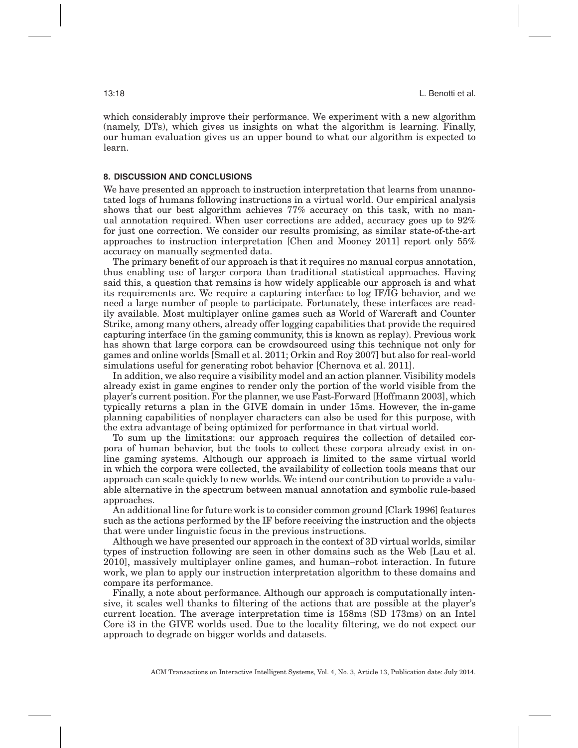which considerably improve their performance. We experiment with a new algorithm (namely, DTs), which gives us insights on what the algorithm is learning. Finally, our human evaluation gives us an upper bound to what our algorithm is expected to learn.

## 8. DISCUSSION AND CONCLUSIONS

We have presented an approach to instruction interpretation that learns from unannotated logs of humans following instructions in a virtual world. Our empirical analysis shows that our best algorithm achieves 77% accuracy on this task, with no manual annotation required. When user corrections are added, accuracy goes up to 92% for just one correction. We consider our results promising, as similar state-of-the-art approaches to instruction interpretation [Chen and Mooney 2011] report only 55% accuracy on manually segmented data.

The primary benefit of our approach is that it requires no manual corpus annotation, thus enabling use of larger corpora than traditional statistical approaches. Having said this, a question that remains is how widely applicable our approach is and what its requirements are. We require a capturing interface to log IF/IG behavior, and we need a large number of people to participate. Fortunately, these interfaces are readily available. Most multiplayer online games such as World of Warcraft and Counter Strike, among many others, already offer logging capabilities that provide the required capturing interface (in the gaming community, this is known as replay). Previous work has shown that large corpora can be crowdsourced using this technique not only for games and online worlds [Small et al. 2011; Orkin and Roy 2007] but also for real-world simulations useful for generating robot behavior [Chernova et al. 2011].

In addition, we also require a visibility model and an action planner. Visibility models already exist in game engines to render only the portion of the world visible from the player's current position. For the planner, we use Fast-Forward [Hoffmann 2003], which typically returns a plan in the GIVE domain in under 15ms. However, the in-game planning capabilities of nonplayer characters can also be used for this purpose, with the extra advantage of being optimized for performance in that virtual world.

To sum up the limitations: our approach requires the collection of detailed corpora of human behavior, but the tools to collect these corpora already exist in online gaming systems. Although our approach is limited to the same virtual world in which the corpora were collected, the availability of collection tools means that our approach can scale quickly to new worlds. We intend our contribution to provide a valuable alternative in the spectrum between manual annotation and symbolic rule-based approaches.

An additional line for future work is to consider common ground [Clark 1996] features such as the actions performed by the IF before receiving the instruction and the objects that were under linguistic focus in the previous instructions.

Although we have presented our approach in the context of 3D virtual worlds, similar types of instruction following are seen in other domains such as the Web [Lau et al. 2010], massively multiplayer online games, and human–robot interaction. In future work, we plan to apply our instruction interpretation algorithm to these domains and compare its performance.

Finally, a note about performance. Although our approach is computationally intensive, it scales well thanks to filtering of the actions that are possible at the player's current location. The average interpretation time is 158ms (SD 173ms) on an Intel Core i3 in the GIVE worlds used. Due to the locality filtering, we do not expect our approach to degrade on bigger worlds and datasets.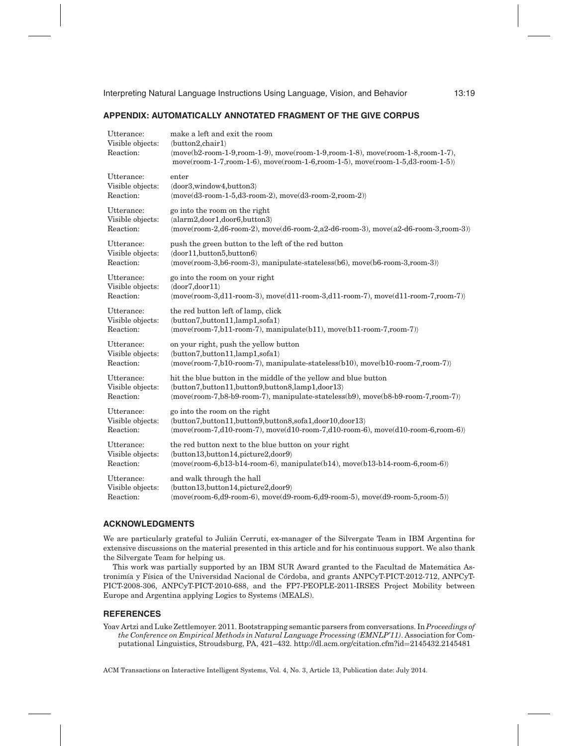## APPENDIX: AUTOMATICALLY ANNOTATED FRAGMENT OF THE GIVE CORPUS

Utterance: make a left and exit the room
Visible objects: ⟨button2,chair1⟩
Reaction: ⟨move(b2-room-1-9,room-1-9), move(room-1-9,room-1-8), move(room-1-8,room-1-7), move(room-1-7,room-1-6), move(room-1-6,room-1-5), move(room-1-5,d3-room-1-5)⟩

Utterance: enter
Visible objects: ⟨door3,window4,button3⟩
Reaction: ⟨move(d3-room-1-5,d3-room-2), move(d3-room-2,room-2)⟩

Utterance: go into the room on the right
Visible objects: ⟨alarm2,door1,door6,button3⟩
Reaction: ⟨move(room-2,d6-room-2), move(d6-room-2,a2-d6-room-3), move(a2-d6-room-3,room-3)⟩

Utterance: push the green button to the left of the red button
Visible objects: ⟨door11,button5,button6⟩
Reaction: ⟨move(room-3,b6-room-3), manipulate-stateless(b6), move(b6-room-3,room-3)⟩

Utterance: go into the room on your right
Visible objects: ⟨door7,door11⟩
Reaction: ⟨move(room-3,d11-room-3), move(d11-room-3,d11-room-7), move(d11-room-7,room-7)⟩

Utterance: the red button left of lamp, click
Visible objects: ⟨button7,button11,lamp1,sofa1⟩
Reaction: ⟨move(room-7,b11-room-7), manipulate(b11), move(b11-room-7,room-7)⟩

Utterance: on your right, push the yellow button
Visible objects: ⟨button7,button11,lamp1,sofa1⟩
Reaction: ⟨move(room-7,b10-room-7), manipulate-stateless(b10), move(b10-room-7,room-7)⟩

Utterance: hit the blue button in the middle of the yellow and blue button
Visible objects: ⟨button7,button11,button9,button8,lamp1,door13⟩
Reaction: ⟨move(room-7,b8-b9-room-7), manipulate-stateless(b9), move(b8-b9-room-7,room-7)⟩

Utterance: go into the room on the right
Visible objects: ⟨button7,button11,button9,button8,sofa1,door10,door13⟩
Reaction: ⟨move(room-7,d10-room-7), move(d10-room-7,d10-room-6), move(d10-room-6,room-6)⟩

Utterance: the red button next to the blue button on your right
Visible objects: ⟨button13,button14,picture2,door9⟩
Reaction: ⟨move(room-6,b13-b14-room-6), manipulate(b14), move(b13-b14-room-6,room-6)⟩

Utterance: and walk through the hall
Visible objects: ⟨button13,button14,picture2,door9⟩
Reaction: ⟨move(room-6,d9-room-6), move(d9-room-6,d9-room-5), move(d9-room-5,room-5)⟩

## ACKNOWLEDGMENTS

We are particularly grateful to Julián Cerruti, ex-manager of the Silvergate Team in IBM Argentina for extensive discussions on the material presented in this article and for his continuous support. We also thank the Silvergate Team for helping us.

This work was partially supported by an IBM SUR Award granted to the Facultad de Matemática Astronimía y Física of the Universidad Nacional de Córdoba, and grants ANPCyT-PICT-2012-712, ANPCyT-PICT-2008-306, ANPCyT-PICT-2010-688, and the FP7-PEOPLE-2011-IRSES Project Mobility between Europe and Argentina applying Logics to Systems (MEALS).

## REFERENCES

Yoav Artzi and Luke Zettlemoyer. 2011. Bootstrapping semantic parsers from conversations. In *Proceedings of the Conference on Empirical Methods in Natural Language Processing (EMNLP'11)*. Association for Computational Linguistics, Stroudsburg, PA, 421–432. http://dl.acm.org/citation.cfm?id=2145432.2145481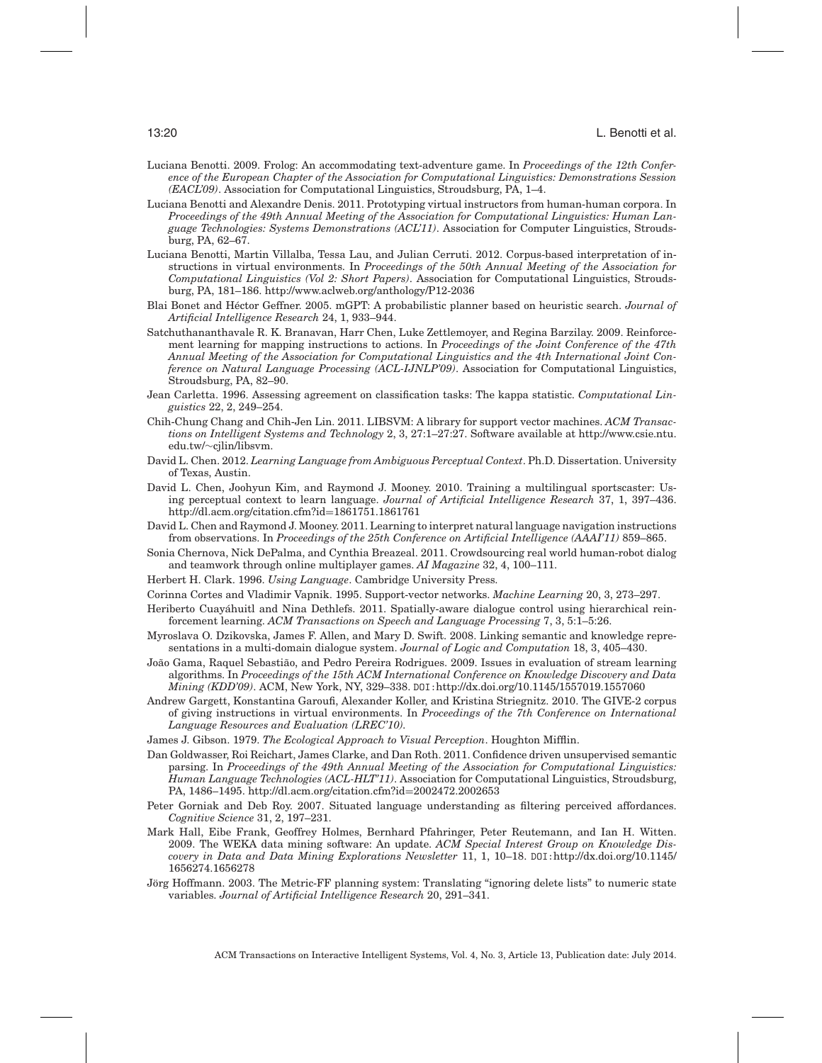Luciana Benotti. 2009. Frolog: An accommodating text-adventure game. In *Proceedings of the 12th Conference of the European Chapter of the Association for Computational Linguistics: Demonstrations Session (EACL'09)*. Association for Computational Linguistics, Stroudsburg, PA, 1–4.

Luciana Benotti and Alexandre Denis. 2011. Prototyping virtual instructors from human-human corpora. In *Proceedings of the 49th Annual Meeting of the Association for Computational Linguistics: Human Language Technologies: Systems Demonstrations (ACL'11)*. Association for Computer Linguistics, Stroudsburg, PA, 62–67.

Luciana Benotti, Martin Villalba, Tessa Lau, and Julian Cerruti. 2012. Corpus-based interpretation of instructions in virtual environments. In *Proceedings of the 50th Annual Meeting of the Association for Computational Linguistics (Vol 2: Short Papers)*. Association for Computational Linguistics, Stroudsburg, PA, 181–186. http://www.aclweb.org/anthology/P12-2036

Blai Bonet and Héctor Geffner. 2005. mGPT: A probabilistic planner based on heuristic search. *Journal of Artificial Intelligence Research* 24, 1, 933–944.

Satchuthananthavale R. K. Branavan, Harr Chen, Luke Zettlemoyer, and Regina Barzilay. 2009. Reinforcement learning for mapping instructions to actions. In *Proceedings of the Joint Conference of the 47th Annual Meeting of the Association for Computational Linguistics and the 4th International Joint Conference on Natural Language Processing (ACL-IJNLP'09)*. Association for Computational Linguistics, Stroudsburg, PA, 82–90.

Jean Carletta. 1996. Assessing agreement on classification tasks: The kappa statistic. *Computational Linguistics* 22, 2, 249–254.

Chih-Chung Chang and Chih-Jen Lin. 2011. LIBSVM: A library for support vector machines. *ACM Transactions on Intelligent Systems and Technology* 2, 3, 27:1–27:27. Software available at http://www.csie.ntu.edu.tw/∼cjlin/libsvm.

David L. Chen. 2012. *Learning Language from Ambiguous Perceptual Context*. Ph.D. Dissertation. University of Texas, Austin.

David L. Chen, Joohyun Kim, and Raymond J. Mooney. 2010. Training a multilingual sportscaster: Using perceptual context to learn language. *Journal of Artificial Intelligence Research* 37, 1, 397–436. http://dl.acm.org/citation.cfm?id=1861751.1861761

David L. Chen and Raymond J. Mooney. 2011. Learning to interpret natural language navigation instructions from observations. In *Proceedings of the 25th Conference on Artificial Intelligence (AAAI'11)* 859–865.

Sonia Chernova, Nick DePalma, and Cynthia Breazeal. 2011. Crowdsourcing real world human-robot dialog and teamwork through online multiplayer games. *AI Magazine* 32, 4, 100–111.

Herbert H. Clark. 1996. *Using Language*. Cambridge University Press.

Corinna Cortes and Vladimir Vapnik. 1995. Support-vector networks. *Machine Learning* 20, 3, 273–297.

Heriberto Cuayáhuitl and Nina Dethlefs. 2011. Spatially-aware dialogue control using hierarchical reinforcement learning. *ACM Transactions on Speech and Language Processing* 7, 3, 5:1–5:26.

Myroslava O. Dzikovska, James F. Allen, and Mary D. Swift. 2008. Linking semantic and knowledge representations in a multi-domain dialogue system. *Journal of Logic and Computation* 18, 3, 405–430.

João Gama, Raquel Sebastião, and Pedro Pereira Rodrigues. 2009. Issues in evaluation of stream learning algorithms. In *Proceedings of the 15th ACM International Conference on Knowledge Discovery and Data Mining (KDD'09)*. ACM, New York, NY, 329–338. DOI: http://dx.doi.org/10.1145/1557019.1557060

Andrew Gargett, Konstantina Garoufi, Alexander Koller, and Kristina Striegnitz. 2010. The GIVE-2 corpus of giving instructions in virtual environments. In *Proceedings of the 7th Conference on International Language Resources and Evaluation (LREC'10)*.

James J. Gibson. 1979. *The Ecological Approach to Visual Perception*. Houghton Mifflin.

Dan Goldwasser, Roi Reichart, James Clarke, and Dan Roth. 2011. Confidence driven unsupervised semantic parsing. In *Proceedings of the 49th Annual Meeting of the Association for Computational Linguistics: Human Language Technologies (ACL-HLT'11)*. Association for Computational Linguistics, Stroudsburg, PA, 1486–1495. http://dl.acm.org/citation.cfm?id=2002472.2002653

Peter Gorniak and Deb Roy. 2007. Situated language understanding as filtering perceived affordances. *Cognitive Science* 31, 2, 197–231.

Mark Hall, Eibe Frank, Geoffrey Holmes, Bernhard Pfahringer, Peter Reutemann, and Ian H. Witten. 2009. The WEKA data mining software: An update. *ACM Special Interest Group on Knowledge Discovery in Data and Data Mining Explorations Newsletter* 11, 1, 10–18. DOI: http://dx.doi.org/10.1145/1656274.1656278

Jörg Hoffmann. 2003. The Metric-FF planning system: Translating "ignoring delete lists" to numeric state variables. *Journal of Artificial Intelligence Research* 20, 291–341.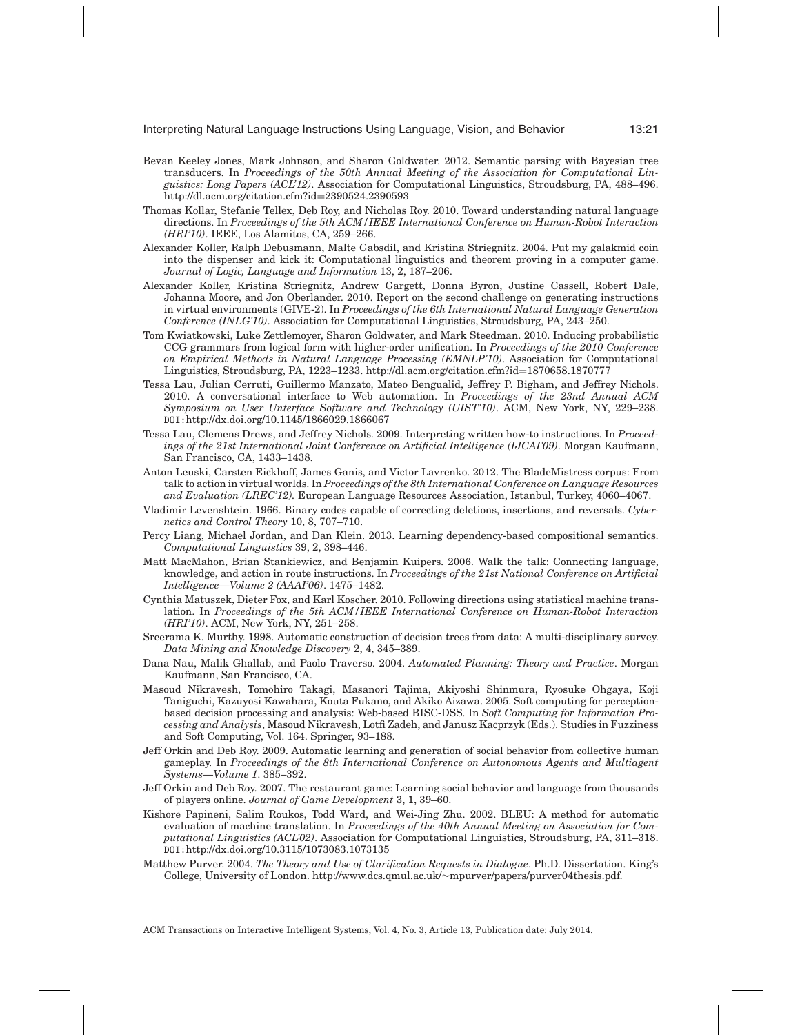Bevan Keeley Jones, Mark Johnson, and Sharon Goldwater. 2012. Semantic parsing with Bayesian tree transducers. In *Proceedings of the 50th Annual Meeting of the Association for Computational Linguistics: Long Papers (ACL'12)*. Association for Computational Linguistics, Stroudsburg, PA, 488–496. http://dl.acm.org/citation.cfm?id=2390524.2390593

Thomas Kollar, Stefanie Tellex, Deb Roy, and Nicholas Roy. 2010. Toward understanding natural language directions. In *Proceedings of the 5th ACM/IEEE International Conference on Human-Robot Interaction (HRI'10)*. IEEE, Los Alamitos, CA, 259–266.

Alexander Koller, Ralph Debusmann, Malte Gabsdil, and Kristina Striegnitz. 2004. Put my galakmid coin into the dispenser and kick it: Computational linguistics and theorem proving in a computer game. *Journal of Logic, Language and Information* 13, 2, 187–206.

Alexander Koller, Kristina Striegnitz, Andrew Gargett, Donna Byron, Justine Cassell, Robert Dale, Johanna Moore, and Jon Oberlander. 2010. Report on the second challenge on generating instructions in virtual environments (GIVE-2). In *Proceedings of the 6th International Natural Language Generation Conference (INLG'10)*. Association for Computational Linguistics, Stroudsburg, PA, 243–250.

Tom Kwiatkowski, Luke Zettlemoyer, Sharon Goldwater, and Mark Steedman. 2010. Inducing probabilistic CCG grammars from logical form with higher-order unification. In *Proceedings of the 2010 Conference on Empirical Methods in Natural Language Processing (EMNLP'10)*. Association for Computational Linguistics, Stroudsburg, PA, 1223–1233. http://dl.acm.org/citation.cfm?id=1870658.1870777

Tessa Lau, Julian Cerruti, Guillermo Manzato, Mateo Bengualid, Jeffrey P. Bigham, and Jeffrey Nichols. 2010. A conversational interface to Web automation. In *Proceedings of the 23nd Annual ACM Symposium on User Unterface Software and Technology (UIST'10)*. ACM, New York, NY, 229–238. DOI:http://dx.doi.org/10.1145/1866029.1866067

Tessa Lau, Clemens Drews, and Jeffrey Nichols. 2009. Interpreting written how-to instructions. In *Proceedings of the 21st International Joint Conference on Artificial Intelligence (IJCAI'09)*. Morgan Kaufmann, San Francisco, CA, 1433–1438.

Anton Leuski, Carsten Eickhoff, James Ganis, and Victor Lavrenko. 2012. The BladeMistress corpus: From talk to action in virtual worlds. In *Proceedings of the 8th International Conference on Language Resources and Evaluation (LREC'12)*. European Language Resources Association, Istanbul, Turkey, 4060–4067.

Vladimir Levenshtein. 1966. Binary codes capable of correcting deletions, insertions, and reversals. *Cybernetics and Control Theory* 10, 8, 707–710.

Percy Liang, Michael Jordan, and Dan Klein. 2013. Learning dependency-based compositional semantics. *Computational Linguistics* 39, 2, 398–446.

Matt MacMahon, Brian Stankiewicz, and Benjamin Kuipers. 2006. Walk the talk: Connecting language, knowledge, and action in route instructions. In *Proceedings of the 21st National Conference on Artificial Intelligence—Volume 2 (AAAI'06)*. 1475–1482.

Cynthia Matuszek, Dieter Fox, and Karl Koscher. 2010. Following directions using statistical machine translation. In *Proceedings of the 5th ACM/IEEE International Conference on Human-Robot Interaction (HRI'10)*. ACM, New York, NY, 251–258.

Sreerama K. Murthy. 1998. Automatic construction of decision trees from data: A multi-disciplinary survey. *Data Mining and Knowledge Discovery* 2, 4, 345–389.

Dana Nau, Malik Ghallab, and Paolo Traverso. 2004. *Automated Planning: Theory and Practice*. Morgan Kaufmann, San Francisco, CA.

Masoud Nikravesh, Tomohiro Takagi, Masanori Tajima, Akiyoshi Shinmura, Ryosuke Ohgaya, Koji Taniguchi, Kazuyosi Kawahara, Kouta Fukano, and Akiko Aizawa. 2005. Soft computing for perception-based decision processing and analysis: Web-based BISC-DSS. In *Soft Computing for Information Processing and Analysis*, Masoud Nikravesh, Lotfi Zadeh, and Janusz Kacprzyk (Eds.). Studies in Fuzziness and Soft Computing, Vol. 164. Springer, 93–188.

Jeff Orkin and Deb Roy. 2009. Automatic learning and generation of social behavior from collective human gameplay. In *Proceedings of the 8th International Conference on Autonomous Agents and Multiagent Systems—Volume 1*. 385–392.

Jeff Orkin and Deb Roy. 2007. The restaurant game: Learning social behavior and language from thousands of players online. *Journal of Game Development* 3, 1, 39–60.

Kishore Papineni, Salim Roukos, Todd Ward, and Wei-Jing Zhu. 2002. BLEU: A method for automatic evaluation of machine translation. In *Proceedings of the 40th Annual Meeting on Association for Computational Linguistics (ACL'02)*. Association for Computational Linguistics, Stroudsburg, PA, 311–318. DOI:http://dx.doi.org/10.3115/1073083.1073135

Matthew Purver. 2004. *The Theory and Use of Clarification Requests in Dialogue*. Ph.D. Dissertation. King's College, University of London. http://www.dcs.qmul.ac.uk/~mpurver/papers/purver04thesis.pdf.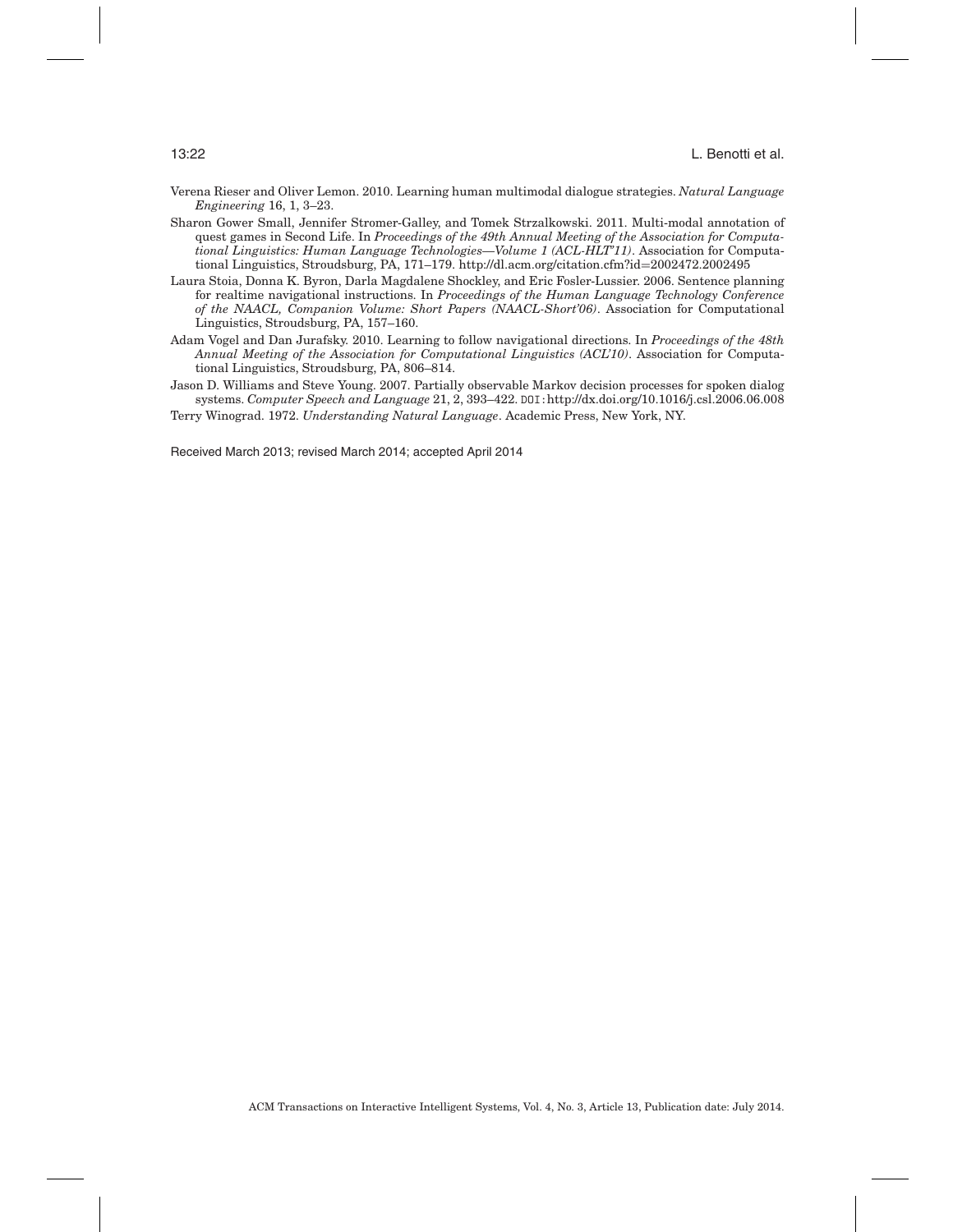Verena Rieser and Oliver Lemon. 2010. Learning human multimodal dialogue strategies. *Natural Language Engineering* 16, 1, 3–23.

Sharon Gower Small, Jennifer Stromer-Galley, and Tomek Strzalkowski. 2011. Multi-modal annotation of quest games in Second Life. In *Proceedings of the 49th Annual Meeting of the Association for Computational Linguistics: Human Language Technologies—Volume 1 (ACL-HLT'11)*. Association for Computational Linguistics, Stroudsburg, PA, 171–179. http://dl.acm.org/citation.cfm?id=2002472.2002495

Laura Stoia, Donna K. Byron, Darla Magdalene Shockley, and Eric Fosler-Lussier. 2006. Sentence planning for realtime navigational instructions. In *Proceedings of the Human Language Technology Conference of the NAACL, Companion Volume: Short Papers (NAACL-Short'06)*. Association for Computational Linguistics, Stroudsburg, PA, 157–160.

Adam Vogel and Dan Jurafsky. 2010. Learning to follow navigational directions. In *Proceedings of the 48th Annual Meeting of the Association for Computational Linguistics (ACL'10)*. Association for Computational Linguistics, Stroudsburg, PA, 806–814.

Jason D. Williams and Steve Young. 2007. Partially observable Markov decision processes for spoken dialog systems. *Computer Speech and Language* 21, 2, 393–422. DOI: http://dx.doi.org/10.1016/j.csl.2006.06.008

Terry Winograd. 1972. *Understanding Natural Language*. Academic Press, New York, NY.

Received March 2013; revised March 2014; accepted April 2014